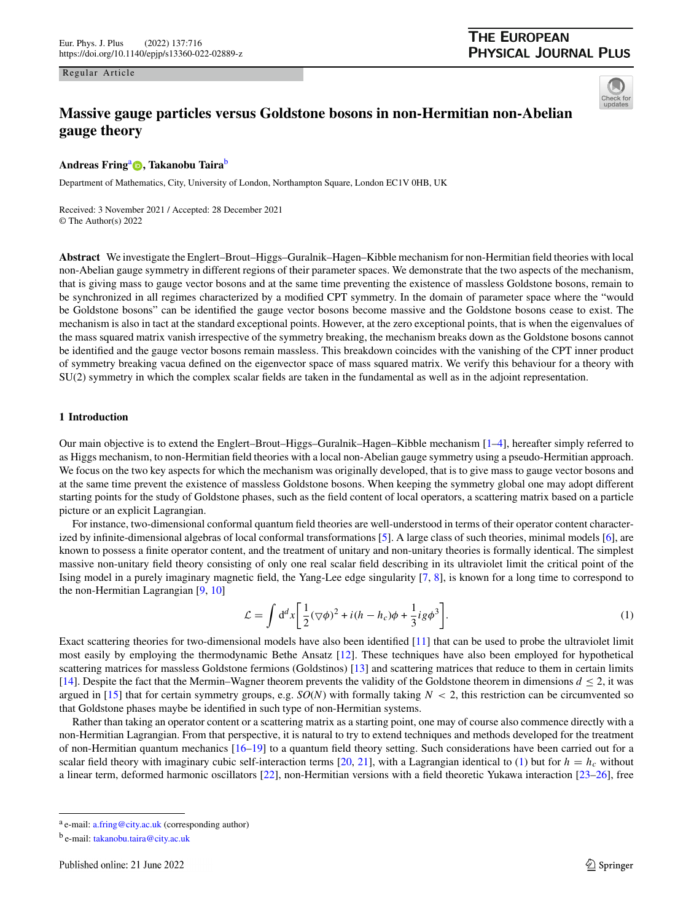Regular Article

# Massive gauge particles versus Goldstone bosons in non-Hermitian non-Abelian gauge theory

**Andreas Fring**[a], **Takanobu Taira**[b]

Department of Mathematics, City, University of London, Northampton Square, London EC1V 0HB, UK

Received: 3 November 2021 / Accepted: 28 December 2021
© The Author(s) 2022

**Abstract** We investigate the Englert–Brout–Higgs–Guralnik–Hagen–Kibble mechanism for non-Hermitian field theories with local non-Abelian gauge symmetry in different regions of their parameter spaces. We demonstrate that the two aspects of the mechanism, that is giving mass to gauge vector bosons and at the same time preventing the existence of massless Goldstone bosons, remain to be synchronized in all regimes characterized by a modified CPT symmetry. In the domain of parameter space where the "would be Goldstone bosons" can be identified the gauge vector bosons become massive and the Goldstone bosons cease to exist. The mechanism is also in tact at the standard exceptional points. However, at the zero exceptional points, that is when the eigenvalues of the mass squared matrix vanish irrespective of the symmetry breaking, the mechanism breaks down as the Goldstone bosons cannot be identified and the gauge vector bosons remain massless. This breakdown coincides with the vanishing of the CPT inner product of symmetry breaking vacua defined on the eigenvector space of mass squared matrix. We verify this behaviour for a theory with SU(2) symmetry in which the complex scalar fields are taken in the fundamental as well as in the adjoint representation.

## 1 Introduction

Our main objective is to extend the Englert–Brout–Higgs–Guralnik–Hagen–Kibble mechanism [1–4], hereafter simply referred to as Higgs mechanism, to non-Hermitian field theories with a local non-Abelian gauge symmetry using a pseudo-Hermitian approach. We focus on the two key aspects for which the mechanism was originally developed, that is to give mass to gauge vector bosons and at the same time prevent the existence of massless Goldstone bosons. When keeping the symmetry global one may adopt different starting points for the study of Goldstone phases, such as the field content of local operators, a scattering matrix based on a particle picture or an explicit Lagrangian.

For instance, two-dimensional conformal quantum field theories are well-understood in terms of their operator content characterized by infinite-dimensional algebras of local conformal transformations [5]. A large class of such theories, minimal models [6], are known to possess a finite operator content, and the treatment of unitary and non-unitary theories is formally identical. The simplest massive non-unitary field theory consisting of only one real scalar field describing in its ultraviolet limit the critical point of the Ising model in a purely imaginary magnetic field, the Yang-Lee edge singularity [7, 8], is known for a long time to correspond to the non-Hermitian Lagrangian [9, 10]

$$\mathcal{L} = \int \mathrm{d}^d x \left[ \frac{1}{2}(\nabla\phi)^2 + i(h - h_c)\phi + \frac{1}{3} i g \phi^3 \right]. \tag{1}$$

Exact scattering theories for two-dimensional models have also been identified [11] that can be used to probe the ultraviolet limit most easily by employing the thermodynamic Bethe Ansatz [12]. These techniques have also been employed for hypothetical scattering matrices for massless Goldstone fermions (Goldstinos) [13] and scattering matrices that reduce to them in certain limits [14]. Despite the fact that the Mermin–Wagner theorem prevents the validity of the Goldstone theorem in dimensions $d \leq 2$, it was argued in [15] that for certain symmetry groups, e.g. $SO(N)$ with formally taking $N < 2$, this restriction can be circumvented so that Goldstone phases maybe be identified in such type of non-Hermitian systems.

Rather than taking an operator content or a scattering matrix as a starting point, one may of course also commence directly with a non-Hermitian Lagrangian. From that perspective, it is natural to try to extend techniques and methods developed for the treatment of non-Hermitian quantum mechanics [16–19] to a quantum field theory setting. Such considerations have been carried out for a scalar field theory with imaginary cubic self-interaction terms [20, 21], with a Lagrangian identical to (1) but for $h = h_c$ without a linear term, deformed harmonic oscillators [22], non-Hermitian versions with a field theoretic Yukawa interaction [23–26], free

[a] e-mail: a.fring@city.ac.uk (corresponding author)

[b] e-mail: takanobu.taira@city.ac.uk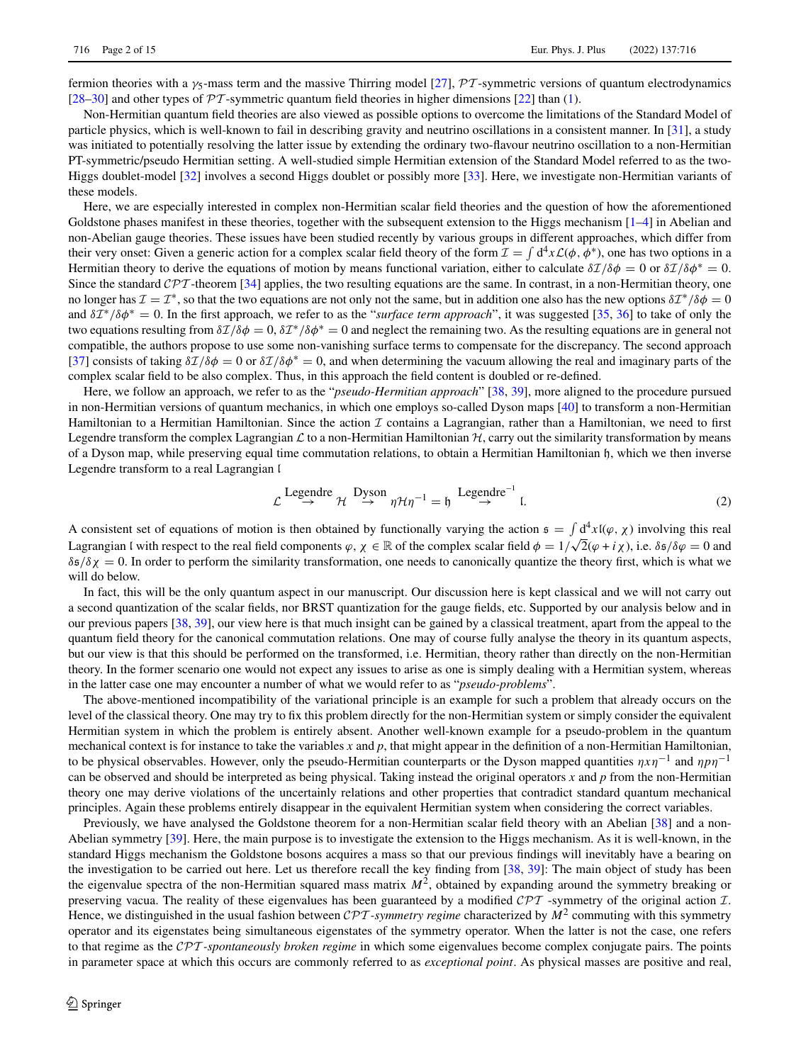fermion theories with a $\gamma_5$-mass term and the massive Thirring model [27], $\mathcal{PT}$-symmetric versions of quantum electrodynamics [28–30] and other types of $\mathcal{PT}$-symmetric quantum field theories in higher dimensions [22] than (1).

Non-Hermitian quantum field theories are also viewed as possible options to overcome the limitations of the Standard Model of particle physics, which is well-known to fail in describing gravity and neutrino oscillations in a consistent manner. In [31], a study was initiated to potentially resolving the latter issue by extending the ordinary two-flavour neutrino oscillation to a non-Hermitian PT-symmetric/pseudo Hermitian setting. A well-studied simple Hermitian extension of the Standard Model referred to as the two-Higgs doublet-model [32] involves a second Higgs doublet or possibly more [33]. Here, we investigate non-Hermitian variants of these models.

Here, we are especially interested in complex non-Hermitian scalar field theories and the question of how the aforementioned Goldstone phases manifest in these theories, together with the subsequent extension to the Higgs mechanism [1–4] in Abelian and non-Abelian gauge theories. These issues have been studied recently by various groups in different approaches, which differ from their very onset: Given a generic action for a complex scalar field theory of the form $\mathcal{I} = \int d^4x \mathcal{L}(\phi, \phi^*)$, one has two options in a Hermitian theory to derive the equations of motion by means functional variation, either to calculate $\delta\mathcal{I}/\delta\phi = 0$ or $\delta\mathcal{I}/\delta\phi^* = 0$. Since the standard $\mathcal{CPT}$-theorem [34] applies, the two resulting equations are the same. In contrast, in a non-Hermitian theory, one no longer has $\mathcal{I} = \mathcal{I}^*$, so that the two equations are not only not the same, but in addition one also has the new options $\delta\mathcal{I}^*/\delta\phi = 0$ and $\delta\mathcal{I}^*/\delta\phi^* = 0$. In the first approach, we refer to as the "*surface term approach*", it was suggested [35, 36] to take of only the two equations resulting from $\delta\mathcal{I}/\delta\phi = 0$, $\delta\mathcal{I}^*/\delta\phi^* = 0$ and neglect the remaining two. As the resulting equations are in general not compatible, the authors propose to use some non-vanishing surface terms to compensate for the discrepancy. The second approach [37] consists of taking $\delta\mathcal{I}/\delta\phi = 0$ or $\delta\mathcal{I}/\delta\phi^* = 0$, and when determining the vacuum allowing the real and imaginary parts of the complex scalar field to be also complex. Thus, in this approach the field content is doubled or re-defined.

Here, we follow an approach, we refer to as the "*pseudo-Hermitian approach*" [38, 39], more aligned to the procedure pursued in non-Hermitian versions of quantum mechanics, in which one employs so-called Dyson maps [40] to transform a non-Hermitian Hamiltonian to a Hermitian Hamiltonian. Since the action $\mathcal{I}$ contains a Lagrangian, rather than a Hamiltonian, we need to first Legendre transform the complex Lagrangian $\mathcal{L}$ to a non-Hermitian Hamiltonian $\mathcal{H}$, carry out the similarity transformation by means of a Dyson map, while preserving equal time commutation relations, to obtain a Hermitian Hamiltonian $\mathfrak{h}$, which we then inverse Legendre transform to a real Lagrangian $\mathfrak{l}$

$$\mathcal{L} \overset{\text{Legendre}}{\rightarrow} \mathcal{H} \overset{\text{Dyson}}{\rightarrow} \eta\mathcal{H}\eta^{-1} = \mathfrak{h} \overset{\text{Legendre}^{-1}}{\rightarrow} \mathfrak{l}. \tag{2}$$

A consistent set of equations of motion is then obtained by functionally varying the action $\mathfrak{s} = \int d^4x \mathfrak{l}(\varphi, \chi)$ involving this real Lagrangian $\mathfrak{l}$ with respect to the real field components $\varphi, \chi \in \mathbb{R}$ of the complex scalar field $\phi = 1/\sqrt{2}(\varphi + i\chi)$, i.e. $\delta\mathfrak{s}/\delta\varphi = 0$ and $\delta\mathfrak{s}/\delta\chi = 0$. In order to perform the similarity transformation, one needs to canonically quantize the theory first, which is what we will do below.

In fact, this will be the only quantum aspect in our manuscript. Our discussion here is kept classical and we will not carry out a second quantization of the scalar fields, nor BRST quantization for the gauge fields, etc. Supported by our analysis below and in our previous papers [38, 39], our view here is that much insight can be gained by a classical treatment, apart from the appeal to the quantum field theory for the canonical commutation relations. One may of course fully analyse the theory in its quantum aspects, but our view is that this should be performed on the transformed, i.e. Hermitian, theory rather than directly on the non-Hermitian theory. In the former scenario one would not expect any issues to arise as one is simply dealing with a Hermitian system, whereas in the latter case one may encounter a number of what we would refer to as "*pseudo-problems*".

The above-mentioned incompatibility of the variational principle is an example for such a problem that already occurs on the level of the classical theory. One may try to fix this problem directly for the non-Hermitian system or simply consider the equivalent Hermitian system in which the problem is entirely absent. Another well-known example for a pseudo-problem in the quantum mechanical context is for instance to take the variables $x$ and $p$, that might appear in the definition of a non-Hermitian Hamiltonian, to be physical observables. However, only the pseudo-Hermitian counterparts or the Dyson mapped quantities $\eta x \eta^{-1}$ and $\eta p \eta^{-1}$ can be observed and should be interpreted as being physical. Taking instead the original operators $x$ and $p$ from the non-Hermitian theory one may derive violations of the uncertainly relations and other properties that contradict standard quantum mechanical principles. Again these problems entirely disappear in the equivalent Hermitian system when considering the correct variables.

Previously, we have analysed the Goldstone theorem for a non-Hermitian scalar field theory with an Abelian [38] and a non-Abelian symmetry [39]. Here, the main purpose is to investigate the extension to the Higgs mechanism. As it is well-known, in the standard Higgs mechanism the Goldstone bosons acquires a mass so that our previous findings will inevitably have a bearing on the investigation to be carried out here. Let us therefore recall the key finding from [38, 39]: The main object of study has been the eigenvalue spectra of the non-Hermitian squared mass matrix $M^2$, obtained by expanding around the symmetry breaking or preserving vacua. The reality of these eigenvalues has been guaranteed by a modified $\mathcal{CPT}$ -symmetry of the original action $\mathcal{I}$. Hence, we distinguished in the usual fashion between $\mathcal{CPT}$*-symmetry regime* characterized by $M^2$ commuting with this symmetry operator and its eigenstates being simultaneous eigenstates of the symmetry operator. When the latter is not the case, one refers to that regime as the $\mathcal{CPT}$*-spontaneously broken regime* in which some eigenvalues become complex conjugate pairs. The points in parameter space at which this occurs are commonly referred to as *exceptional point*. As physical masses are positive and real,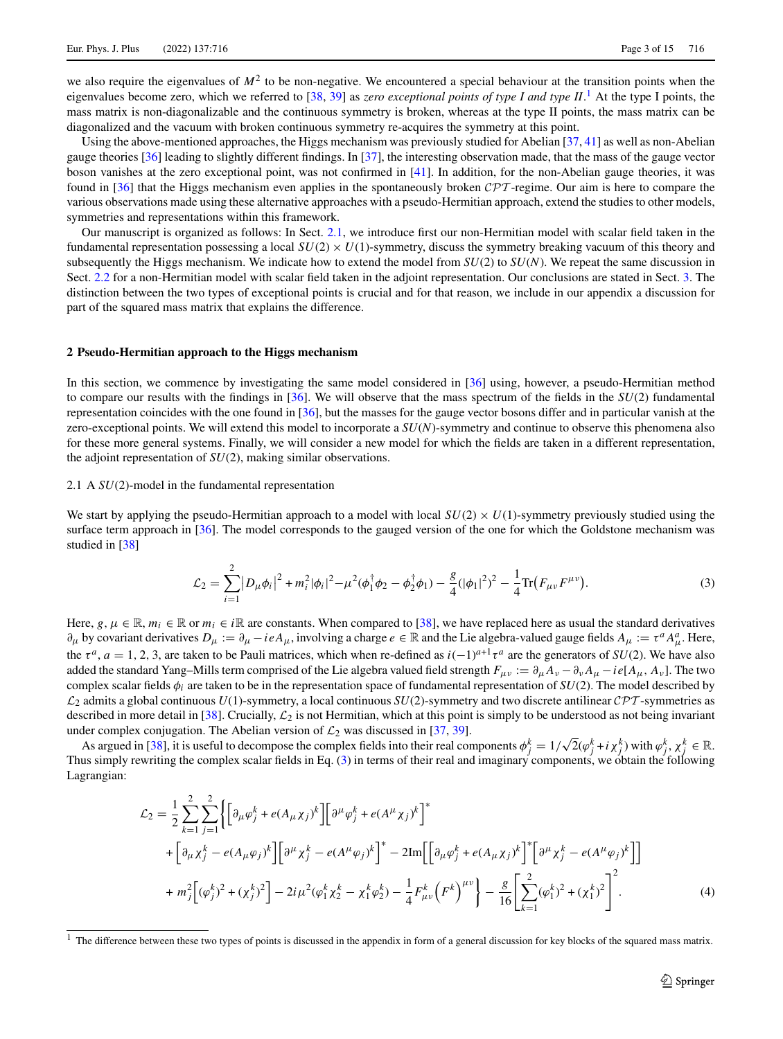we also require the eigenvalues of $M^2$ to be non-negative. We encountered a special behaviour at the transition points when the eigenvalues become zero, which we referred to [38, 39] as *zero exceptional points of type I and type II*.[1] At the type I points, the mass matrix is non-diagonalizable and the continuous symmetry is broken, whereas at the type II points, the mass matrix can be diagonalized and the vacuum with broken continuous symmetry re-acquires the symmetry at this point.

Using the above-mentioned approaches, the Higgs mechanism was previously studied for Abelian [37, 41] as well as non-Abelian gauge theories [36] leading to slightly different findings. In [37], the interesting observation made, that the mass of the gauge vector boson vanishes at the zero exceptional point, was not confirmed in [41]. In addition, for the non-Abelian gauge theories, it was found in [36] that the Higgs mechanism even applies in the spontaneously broken $\mathcal{CPT}$-regime. Our aim is here to compare the various observations made using these alternative approaches with a pseudo-Hermitian approach, extend the studies to other models, symmetries and representations within this framework.

Our manuscript is organized as follows: In Sect. 2.1, we introduce first our non-Hermitian model with scalar field taken in the fundamental representation possessing a local $SU(2) \times U(1)$-symmetry, discuss the symmetry breaking vacuum of this theory and subsequently the Higgs mechanism. We indicate how to extend the model from $SU(2)$ to $SU(N)$. We repeat the same discussion in Sect. 2.2 for a non-Hermitian model with scalar field taken in the adjoint representation. Our conclusions are stated in Sect. 3. The distinction between the two types of exceptional points is crucial and for that reason, we include in our appendix a discussion for part of the squared mass matrix that explains the difference.

## 2 Pseudo-Hermitian approach to the Higgs mechanism

In this section, we commence by investigating the same model considered in [36] using, however, a pseudo-Hermitian method to compare our results with the findings in [36]. We will observe that the mass spectrum of the fields in the $SU(2)$ fundamental representation coincides with the one found in [36], but the masses for the gauge vector bosons differ and in particular vanish at the zero-exceptional points. We will extend this model to incorporate a $SU(N)$-symmetry and continue to observe this phenomena also for these more general systems. Finally, we will consider a new model for which the fields are taken in a different representation, the adjoint representation of $SU(2)$, making similar observations.

### 2.1 A $SU(2)$-model in the fundamental representation

We start by applying the pseudo-Hermitian approach to a model with local $SU(2) \times U(1)$-symmetry previously studied using the surface term approach in [36]. The model corresponds to the gauged version of the one for which the Goldstone mechanism was studied in [38]

$$\mathcal{L}_2 = \sum_{i=1}^{2} \left| D_\mu \phi_i \right|^2 + m_i^2 |\phi_i|^2 - \mu^2 (\phi_1^\dagger \phi_2 - \phi_2^\dagger \phi_1) - \frac{g}{4} (|\phi_1|^2)^2 - \frac{1}{4} \mathrm{Tr}\big(F_{\mu\nu} F^{\mu\nu}\big). \tag{3}$$

Here, $g, \mu \in \mathbb{R}$, $m_i \in \mathbb{R}$ or $m_i \in i\mathbb{R}$ are constants. When compared to [38], we have replaced here as usual the standard derivatives $\partial_\mu$ by covariant derivatives $D_\mu := \partial_\mu - ieA_\mu$, involving a charge $e \in \mathbb{R}$ and the Lie algebra-valued gauge fields $A_\mu := \tau^a A_\mu^a$. Here, the $\tau^a$, $a = 1, 2, 3$, are taken to be Pauli matrices, which when re-defined as $i(-1)^{a+1}\tau^a$ are the generators of $SU(2)$. We have also added the standard Yang–Mills term comprised of the Lie algebra valued field strength $F_{\mu\nu} := \partial_\mu A_\nu - \partial_\nu A_\mu - ie[A_\mu, A_\nu]$. The two complex scalar fields $\phi_i$ are taken to be in the representation space of fundamental representation of $SU(2)$. The model described by $\mathcal{L}_2$ admits a global continuous $U(1)$-symmetry, a local continuous $SU(2)$-symmetry and two discrete antilinear $\mathcal{CPT}$-symmetries as described in more detail in [38]. Crucially, $\mathcal{L}_2$ is not Hermitian, which at this point is simply to be understood as not being invariant under complex conjugation. The Abelian version of $\mathcal{L}_2$ was discussed in [37, 39].

As argued in [38], it is useful to decompose the complex fields into their real components $\phi_j^k = 1/\sqrt{2}(\varphi_j^k + i\chi_j^k)$ with $\varphi_j^k, \chi_j^k \in \mathbb{R}$. Thus simply rewriting the complex scalar fields in Eq. (3) in terms of their real and imaginary components, we obtain the following Lagrangian:

$$\begin{aligned}
\mathcal{L}_2 = \frac{1}{2} \sum_{k=1}^{2} \sum_{j=1}^{2} \Big\{ & \Big[\partial_\mu \varphi_j^k + e(A_\mu \chi_j)^k\Big]\Big[\partial^\mu \varphi_j^k + e(A^\mu \chi_j)^k\Big]^* \\
& + \Big[\partial_\mu \chi_j^k - e(A_\mu \varphi_j)^k\Big]\Big[\partial^\mu \chi_j^k - e(A^\mu \varphi_j)^k\Big]^* - 2\mathrm{Im}\Big[\Big[\partial_\mu \varphi_j^k + e(A_\mu \chi_j)^k\Big]^* \Big[\partial^\mu \chi_j^k - e(A^\mu \varphi_j)^k\Big]\Big] \\
& + m_j^2 \Big[(\varphi_j^k)^2 + (\chi_j^k)^2\Big] - 2i\mu^2 (\varphi_1^k \chi_2^k - \chi_1^k \varphi_2^k) - \frac{1}{4} F_{\mu\nu}^k \Big(F^k\Big)^{\mu\nu} \Big\} - \frac{g}{16} \left[\sum_{k=1}^{2} (\varphi_1^k)^2 + (\chi_1^k)^2\right]^2 .
\end{aligned} \tag{4}$$

[1] The difference between these two types of points is discussed in the appendix in form of a general discussion for key blocks of the squared mass matrix.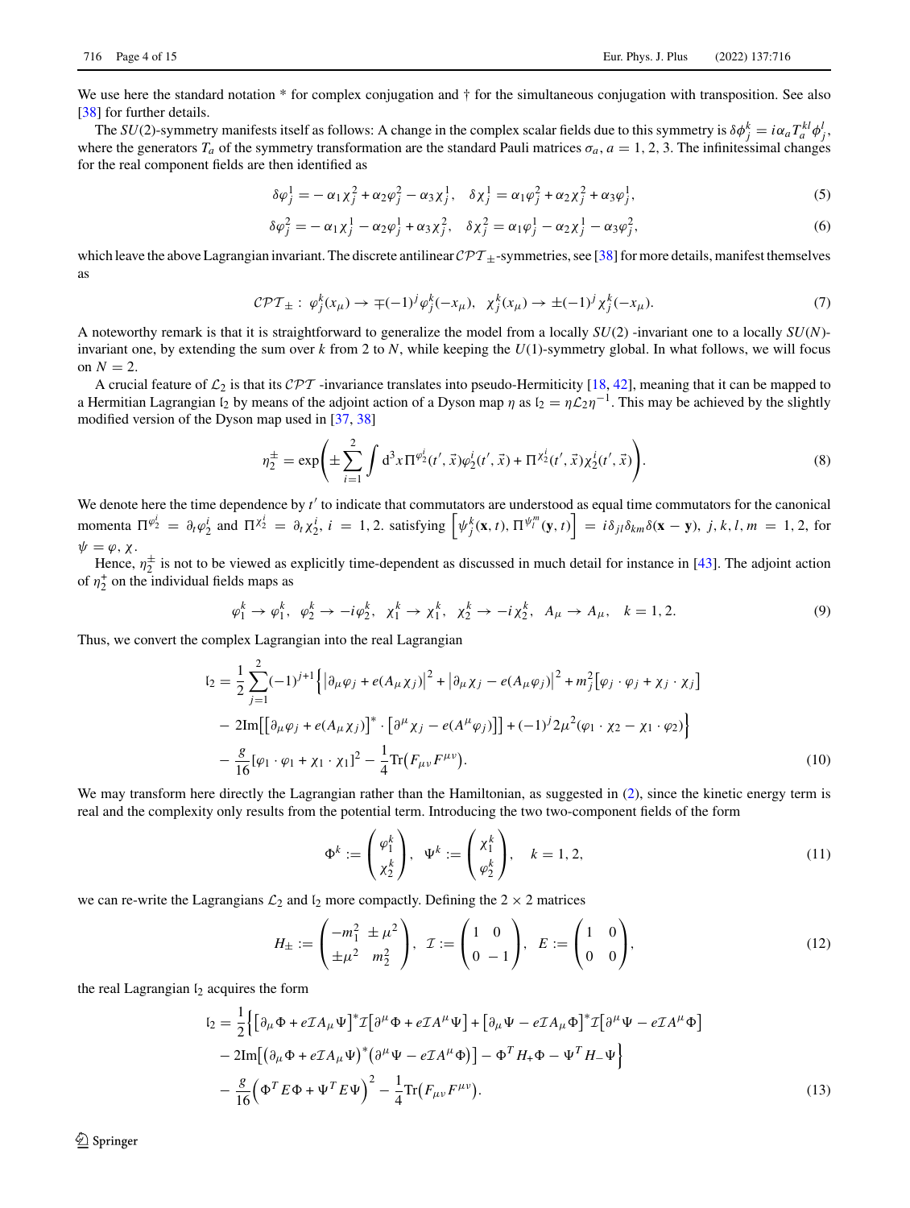We use here the standard notation * for complex conjugation and † for the simultaneous conjugation with transposition. See also [38] for further details.

The $SU(2)$-symmetry manifests itself as follows: A change in the complex scalar fields due to this symmetry is $\delta\phi_j^k = i\alpha_a T_a^{kl}\phi_j^l$, where the generators $T_a$ of the symmetry transformation are the standard Pauli matrices $\sigma_a$, $a = 1, 2, 3$. The infinitessimal changes for the real component fields are then identified as

$$\delta\varphi_j^1 = -\alpha_1\chi_j^2 + \alpha_2\varphi_j^2 - \alpha_3\chi_j^1, \quad \delta\chi_j^1 = \alpha_1\varphi_j^2 + \alpha_2\chi_j^2 + \alpha_3\varphi_j^1, \tag{5}$$

$$\delta\varphi_j^2 = -\alpha_1\chi_j^1 - \alpha_2\varphi_j^1 + \alpha_3\chi_j^2, \quad \delta\chi_j^2 = \alpha_1\varphi_j^1 - \alpha_2\chi_j^1 - \alpha_3\varphi_j^2, \tag{6}$$

which leave the above Lagrangian invariant. The discrete antilinear $\mathcal{CPT}_\pm$-symmetries, see [38] for more details, manifest themselves as

$$\mathcal{CPT}_\pm : \ \varphi_j^k(x_\mu) \to \mp(-1)^j\varphi_j^k(-x_\mu), \ \ \chi_j^k(x_\mu) \to \pm(-1)^j\chi_j^k(-x_\mu). \tag{7}$$

A noteworthy remark is that it is straightforward to generalize the model from a locally $SU(2)$ -invariant one to a locally $SU(N)$-invariant one, by extending the sum over $k$ from 2 to $N$, while keeping the $U(1)$-symmetry global. In what follows, we will focus on $N = 2$.

A crucial feature of $\mathcal{L}_2$ is that its $\mathcal{CPT}$ -invariance translates into pseudo-Hermiticity [18, 42], meaning that it can be mapped to a Hermitian Lagrangian $\mathfrak{l}_2$ by means of the adjoint action of a Dyson map $\eta$ as $\mathfrak{l}_2 = \eta\mathcal{L}_2\eta^{-1}$. This may be achieved by the slightly modified version of the Dyson map used in [37, 38]

$$\eta_2^\pm = \exp\left(\pm\sum_{i=1}^{2}\int \mathrm{d}^3x\,\Pi^{\varphi_2^i}(t',\vec{x})\varphi_2^i(t',\vec{x}) + \Pi^{\chi_2^i}(t',\vec{x})\chi_2^i(t',\vec{x})\right). \tag{8}$$

We denote here the time dependence by $t'$ to indicate that commutators are understood as equal time commutators for the canonical momenta $\Pi^{\varphi_2^i} = \partial_t\varphi_2^i$ and $\Pi^{\chi_2^i} = \partial_t\chi_2^i$, $i = 1, 2$. satisfying $\left[\psi_j^k(\mathbf{x},t), \Pi^{\psi_l^m}(\mathbf{y},t)\right] = i\delta_{jl}\delta_{km}\delta(\mathbf{x}-\mathbf{y})$, $j,k,l,m = 1,2$, for $\psi = \varphi, \chi$.

Hence, $\eta_2^\pm$ is not to be viewed as explicitly time-dependent as discussed in much detail for instance in [43]. The adjoint action of $\eta_2^+$ on the individual fields maps as

$$\varphi_1^k \to \varphi_1^k, \ \ \varphi_2^k \to -i\varphi_2^k, \ \ \chi_1^k \to \chi_1^k, \ \ \chi_2^k \to -i\chi_2^k, \ \ A_\mu \to A_\mu, \quad k = 1, 2. \tag{9}$$

Thus, we convert the complex Lagrangian into the real Lagrangian

$$\begin{aligned}
\mathfrak{l}_2 = \frac{1}{2}\sum_{j=1}^{2}(-1)^{j+1}\Big\{&\left|\partial_\mu\varphi_j + e(A_\mu\chi_j)\right|^2 + \left|\partial_\mu\chi_j - e(A_\mu\varphi_j)\right|^2 + m_j^2\left[\varphi_j\cdot\varphi_j + \chi_j\cdot\chi_j\right] \\
&- 2\mathrm{Im}\left[\left[\partial_\mu\varphi_j + e(A_\mu\chi_j)\right]^*\cdot\left[\partial^\mu\chi_j - e(A^\mu\varphi_j)\right]\right] + (-1)^j 2\mu^2(\varphi_1\cdot\chi_2 - \chi_1\cdot\varphi_2)\Big\} \\
&- \frac{g}{16}\left[\varphi_1\cdot\varphi_1 + \chi_1\cdot\chi_1\right]^2 - \frac{1}{4}\mathrm{Tr}\left(F_{\mu\nu}F^{\mu\nu}\right).
\end{aligned} \tag{10}$$

We may transform here directly the Lagrangian rather than the Hamiltonian, as suggested in (2), since the kinetic energy term is real and the complexity only results from the potential term. Introducing the two two-component fields of the form

$$\Phi^k := \begin{pmatrix}\varphi_1^k \\ \chi_2^k\end{pmatrix}, \quad \Psi^k := \begin{pmatrix}\chi_1^k \\ \varphi_2^k\end{pmatrix}, \quad k = 1, 2, \tag{11}$$

we can re-write the Lagrangians $\mathcal{L}_2$ and $\mathfrak{l}_2$ more compactly. Defining the $2\times 2$ matrices

$$H_\pm := \begin{pmatrix}-m_1^2 & \pm\mu^2 \\ \pm\mu^2 & m_2^2\end{pmatrix}, \quad \mathcal{I} := \begin{pmatrix}1 & 0 \\ 0 & -1\end{pmatrix}, \quad E := \begin{pmatrix}1 & 0 \\ 0 & 0\end{pmatrix}, \tag{12}$$

the real Lagrangian $\mathfrak{l}_2$ acquires the form

$$\begin{aligned}
\mathfrak{l}_2 = \frac{1}{2}\Big\{&\left[\partial_\mu\Phi + e\mathcal{I}A_\mu\Psi\right]^*\mathcal{I}\left[\partial^\mu\Phi + e\mathcal{I}A^\mu\Psi\right] + \left[\partial_\mu\Psi - e\mathcal{I}A_\mu\Phi\right]^*\mathcal{I}\left[\partial^\mu\Psi - e\mathcal{I}A^\mu\Phi\right] \\
&- 2\mathrm{Im}\left[\left(\partial_\mu\Phi + e\mathcal{I}A_\mu\Psi\right)^*\left(\partial^\mu\Psi - e\mathcal{I}A^\mu\Phi\right)\right] - \Phi^T H_+\Phi - \Psi^T H_-\Psi\Big\} \\
&- \frac{g}{16}\left(\Phi^T E\Phi + \Psi^T E\Psi\right)^2 - \frac{1}{4}\mathrm{Tr}\left(F_{\mu\nu}F^{\mu\nu}\right).
\end{aligned} \tag{13}$$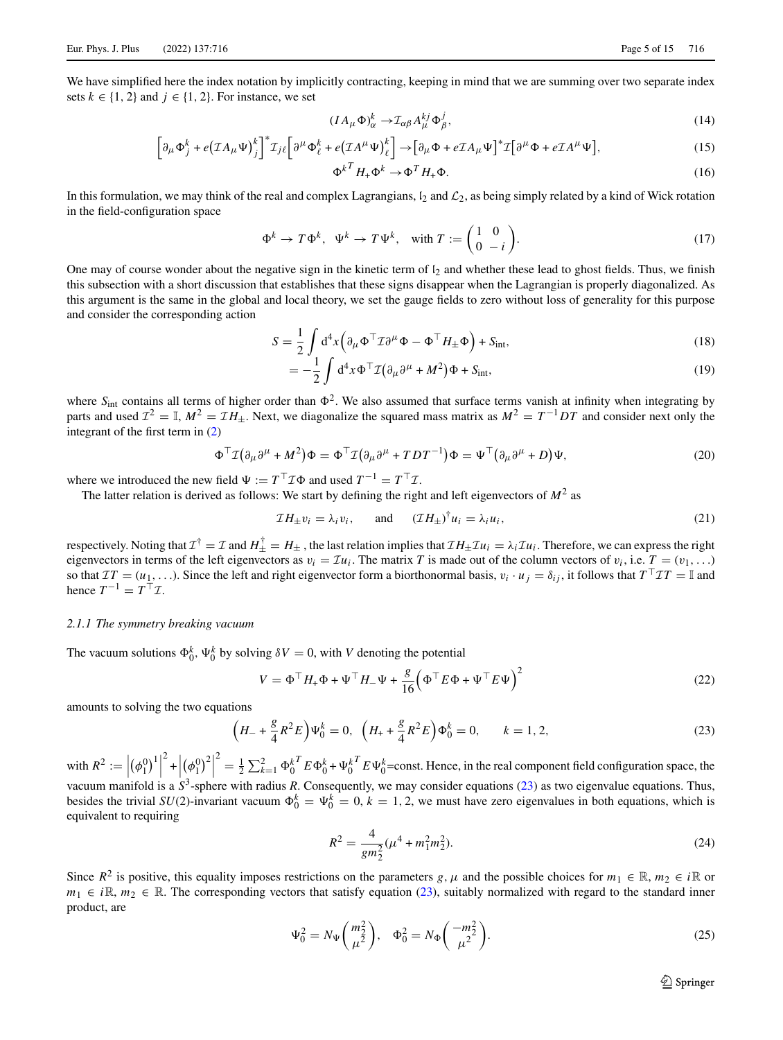We have simplified here the index notation by implicitly contracting, keeping in mind that we are summing over two separate index sets $k \in \{1, 2\}$ and $j \in \{1, 2\}$. For instance, we set

$$(IA_\mu \Phi)^k_\alpha \to \mathcal{I}_{\alpha\beta} A^{kj}_\mu \Phi^j_\beta, \tag{14}$$

$$\left[\partial_\mu \Phi^k_j + e\left(\mathcal{I} A_\mu \Psi\right)^k_j\right]^* \mathcal{I}_{j\ell}\left[\partial^\mu \Phi^k_\ell + e\left(\mathcal{I} A^\mu \Psi\right)^k_\ell\right] \to \left[\partial_\mu \Phi + e\mathcal{I} A_\mu \Psi\right]^* \mathcal{I}\left[\partial^\mu \Phi + e\mathcal{I} A^\mu \Psi\right], \tag{15}$$

$$\Phi^{k^T} H_+ \Phi^k \to \Phi^T H_+ \Phi. \tag{16}$$

In this formulation, we may think of the real and complex Lagrangians, $\mathfrak{l}_2$ and $\mathcal{L}_2$, as being simply related by a kind of Wick rotation in the field-configuration space

$$\Phi^k \to T\Phi^k, \quad \Psi^k \to T\Psi^k, \quad \text{with } T := \begin{pmatrix} 1 & 0 \\ 0 & -i \end{pmatrix}. \tag{17}$$

One may of course wonder about the negative sign in the kinetic term of $\mathfrak{l}_2$ and whether these lead to ghost fields. Thus, we finish this subsection with a short discussion that establishes that these signs disappear when the Lagrangian is properly diagonalized. As this argument is the same in the global and local theory, we set the gauge fields to zero without loss of generality for this purpose and consider the corresponding action

$$S = \frac{1}{2}\int \mathrm{d}^4 x\left(\partial_\mu \Phi^\top \mathcal{I} \partial^\mu \Phi - \Phi^\top H_\pm \Phi\right) + S_{\text{int}}, \tag{18}$$

$$= -\frac{1}{2}\int \mathrm{d}^4 x\, \Phi^\top \mathcal{I}\left(\partial_\mu \partial^\mu + M^2\right)\Phi + S_{\text{int}}, \tag{19}$$

where $S_{\text{int}}$ contains all terms of higher order than $\Phi^2$. We also assumed that surface terms vanish at infinity when integrating by parts and used $\mathcal{I}^2 = \mathbb{I}$, $M^2 = \mathcal{I} H_\pm$. Next, we diagonalize the squared mass matrix as $M^2 = T^{-1} D T$ and consider next only the integrant of the first term in (2)

$$\Phi^\top \mathcal{I}\left(\partial_\mu \partial^\mu + M^2\right)\Phi = \Phi^\top \mathcal{I}\left(\partial_\mu \partial^\mu + T D T^{-1}\right)\Phi = \Psi^\top\left(\partial_\mu \partial^\mu + D\right)\Psi, \tag{20}$$

where we introduced the new field $\Psi := T^\top \mathcal{I} \Phi$ and used $T^{-1} = T^\top \mathcal{I}$.

The latter relation is derived as follows: We start by defining the right and left eigenvectors of $M^2$ as

$$\mathcal{I} H_\pm v_i = \lambda_i v_i, \qquad \text{and} \qquad (\mathcal{I} H_\pm)^\dagger u_i = \lambda_i u_i, \tag{21}$$

respectively. Noting that $\mathcal{I}^\dagger = \mathcal{I}$ and $H_\pm^\dagger = H_\pm$ , the last relation implies that $\mathcal{I} H_\pm \mathcal{I} u_i = \lambda_i \mathcal{I} u_i$. Therefore, we can express the right eigenvectors in terms of the left eigenvectors as $v_i = \mathcal{I} u_i$. The matrix $T$ is made out of the column vectors of $v_i$, i.e. $T = (v_1, \ldots)$ so that $\mathcal{I} T = (u_1, \ldots)$. Since the left and right eigenvector form a biorthonormal basis, $v_i \cdot u_j = \delta_{ij}$, it follows that $T^\top \mathcal{I} T = \mathbb{I}$ and hence $T^{-1} = T^\top \mathcal{I}$.

### 2.1.1 The symmetry breaking vacuum

The vacuum solutions $\Phi^k_0$, $\Psi^k_0$ by solving $\delta V = 0$, with $V$ denoting the potential

$$V = \Phi^\top H_+ \Phi + \Psi^\top H_- \Psi + \frac{g}{16}\left(\Phi^\top E \Phi + \Psi^\top E \Psi\right)^2 \tag{22}$$

amounts to solving the two equations

$$\left(H_- + \frac{g}{4} R^2 E\right)\Psi^k_0 = 0, \quad \left(H_+ + \frac{g}{4} R^2 E\right)\Phi^k_0 = 0, \qquad k = 1, 2, \tag{23}$$

with $R^2 := \left|\left(\phi^0_1\right)^1\right|^2 + \left|\left(\phi^0_1\right)^2\right|^2 = \frac{1}{2}\sum_{k=1}^2 \Phi^{k^T}_0 E \Phi^k_0 + \Psi^{k^T}_0 E \Psi^k_0$=const. Hence, in the real component field configuration space, the vacuum manifold is a $S^3$-sphere with radius $R$. Consequently, we may consider equations (23) as two eigenvalue equations. Thus, besides the trivial $SU(2)$-invariant vacuum $\Phi^k_0 = \Psi^k_0 = 0$, $k = 1, 2$, we must have zero eigenvalues in both equations, which is equivalent to requiring

$$R^2 = \frac{4}{g m_2^2}(\mu^4 + m_1^2 m_2^2). \tag{24}$$

Since $R^2$ is positive, this equality imposes restrictions on the parameters $g$, $\mu$ and the possible choices for $m_1 \in \mathbb{R}$, $m_2 \in i\mathbb{R}$ or $m_1 \in i\mathbb{R}$, $m_2 \in \mathbb{R}$. The corresponding vectors that satisfy equation (23), suitably normalized with regard to the standard inner product, are

$$\Psi^2_0 = N_\Psi \begin{pmatrix} m_2^2 \\ \mu^2 \end{pmatrix}, \quad \Phi^2_0 = N_\Phi \begin{pmatrix} -m_2^2 \\ \mu^2 \end{pmatrix}. \tag{25}$$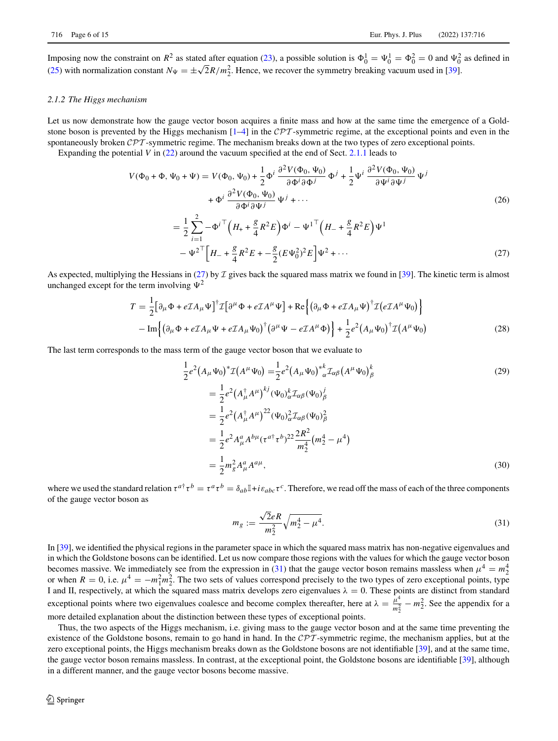Imposing now the constraint on $R^2$ as stated after equation (23), a possible solution is $\Phi_0^1 = \Psi_0^1 = \Phi_0^2 = 0$ and $\Psi_0^2$ as defined in (25) with normalization constant $N_\Psi = \pm\sqrt{2}R/m_2^2$. Hence, we recover the symmetry breaking vacuum used in [39].

### 2.1.2 The Higgs mechanism

Let us now demonstrate how the gauge vector boson acquires a finite mass and how at the same time the emergence of a Goldstone boson is prevented by the Higgs mechanism [1–4] in the $\mathcal{CPT}$-symmetric regime, at the exceptional points and even in the spontaneously broken $\mathcal{CPT}$-symmetric regime. The mechanism breaks down at the two types of zero exceptional points.

Expanding the potential $V$ in (22) around the vacuum specified at the end of Sect. 2.1.1 leads to

$$
\begin{aligned}
V(\Phi_0+\Phi,\Psi_0+\Psi) &= V(\Phi_0,\Psi_0) + \frac{1}{2}\Phi^i\,\frac{\partial^2 V(\Phi_0,\Psi_0)}{\partial\Phi^i\partial\Phi^j}\,\Phi^j + \frac{1}{2}\Psi^i\,\frac{\partial^2 V(\Phi_0,\Psi_0)}{\partial\Psi^i\partial\Psi^j}\,\Psi^j \\
&\quad + \Phi^i\,\frac{\partial^2 V(\Phi_0,\Psi_0)}{\partial\Phi^i\partial\Psi^j}\,\Psi^j + \cdots \qquad (26)\\
&= \frac{1}{2}\sum_{i=1}^{2} -\Phi^{i\top}\Big(H_+ + \frac{g}{4}R^2E\Big)\Phi^i - \Psi^{1\top}\Big(H_- + \frac{g}{4}R^2E\Big)\Psi^1 \\
&\quad - \Psi^{2\top}\Big[H_- + \frac{g}{4}R^2E + -\frac{g}{2}(E\Psi_0^2)^2E\Big]\Psi^2 + \cdots \qquad (27)
\end{aligned}
$$

As expected, multiplying the Hessians in (27) by $\mathcal{I}$ gives back the squared mass matrix we found in [39]. The kinetic term is almost unchanged except for the term involving $\Psi^2$

$$
\begin{aligned}
T &= \frac{1}{2}\big[\partial_\mu\Phi + e\mathcal{I}A_\mu\Psi\big]^\dagger\mathcal{I}\big[\partial^\mu\Phi + e\mathcal{I}A^\mu\Psi\big] + \mathrm{Re}\Big\{\big(\partial_\mu\Phi + e\mathcal{I}A_\mu\Psi\big)^\dagger\mathcal{I}\big(e\mathcal{I}A^\mu\Psi_0\big)\Big\} \\
&\quad - \mathrm{Im}\Big\{\big(\partial_\mu\Phi + e\mathcal{I}A_\mu\Psi + e\mathcal{I}A_\mu\Psi_0\big)^\dagger\big(\partial^\mu\Psi - e\mathcal{I}A^\mu\Phi\big)\Big\} + \frac{1}{2}e^2\big(A_\mu\Psi_0\big)^\dagger\mathcal{I}\big(A^\mu\Psi_0\big) \qquad (28)
\end{aligned}
$$

The last term corresponds to the mass term of the gauge vector boson that we evaluate to

$$
\begin{aligned}
\frac{1}{2}e^2\big(A_\mu\Psi_0\big)^*\mathcal{I}\big(A^\mu\Psi_0\big) &= \frac{1}{2}e^2\big(A_\mu\Psi_0\big)^{*k}_{\alpha}\mathcal{I}_{\alpha\beta}\big(A^\mu\Psi_0\big)^k_\beta \qquad (29)\\
&= \frac{1}{2}e^2\big(A_\mu^\dagger A^\mu\big)^{kj}(\Psi_0)^k_\alpha\mathcal{I}_{\alpha\beta}(\Psi_0)^j_\beta \\
&= \frac{1}{2}e^2\big(A_\mu^\dagger A^\mu\big)^{22}(\Psi_0)^2_\alpha\mathcal{I}_{\alpha\beta}(\Psi_0)^2_\beta \\
&= \frac{1}{2}e^2A^a_\mu A^{b\mu}(\tau^{a\dagger}\tau^b)^{22}\frac{2R^2}{m_2^4}\big(m_2^4-\mu^4\big) \\
&= \frac{1}{2}m_g^2A^a_\mu A^{a\mu}, \qquad (30)
\end{aligned}
$$

where we used the standard relation $\tau^{a\dagger}\tau^b = \tau^a\tau^b = \delta_{ab}\mathbb{I} + i\varepsilon_{abc}\tau^c$. Therefore, we read off the mass of each of the three components of the gauge vector boson as

$$
m_g := \frac{\sqrt{2}eR}{m_2^2}\sqrt{m_2^4-\mu^4}. \qquad (31)
$$

In [39], we identified the physical regions in the parameter space in which the squared mass matrix has non-negative eigenvalues and in which the Goldstone bosons can be identified. Let us now compare those regions with the values for which the gauge vector boson becomes massive. We immediately see from the expression in (31) that the gauge vector boson remains massless when $\mu^4 = m_2^4$ or when $R = 0$, i.e. $\mu^4 = -m_1^2m_2^2$. The two sets of values correspond precisely to the two types of zero exceptional points, type I and II, respectively, at which the squared mass matrix develops zero eigenvalues $\lambda = 0$. These points are distinct from standard exceptional points where two eigenvalues coalesce and become complex thereafter, here at $\lambda = \frac{\mu^4}{m_2^2} - m_2^2$. See the appendix for a more detailed explanation about the distinction between these types of exceptional points.

Thus, the two aspects of the Higgs mechanism, i.e. giving mass to the gauge vector boson and at the same time preventing the existence of the Goldstone bosons, remain to go hand in hand. In the $\mathcal{CPT}$-symmetric regime, the mechanism applies, but at the zero exceptional points, the Higgs mechanism breaks down as the Goldstone bosons are not identifiable [39], and at the same time, the gauge vector boson remains massless. In contrast, at the exceptional point, the Goldstone bosons are identifiable [39], although in a different manner, and the gauge vector bosons become massive.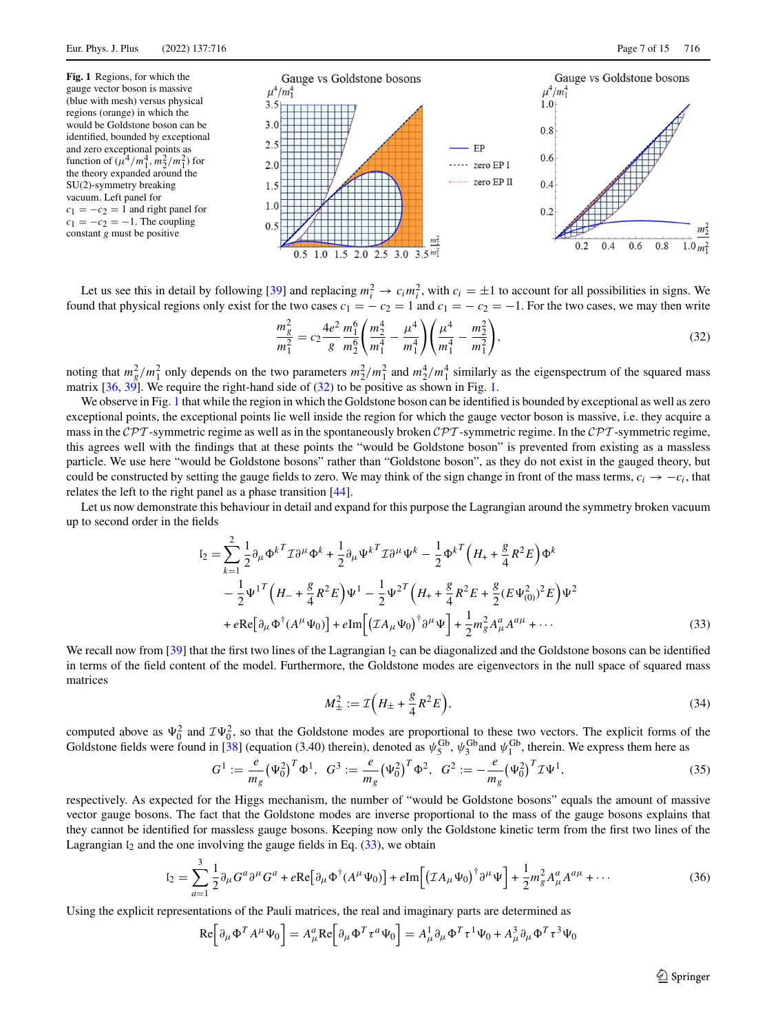**Fig. 1** Regions, for which the gauge vector boson is massive (blue with mesh) versus physical regions (orange) in which the would be Goldstone boson can be identified, bounded by exceptional and zero exceptional points as function of $(\mu^4/m_1^4, m_2^2/m_1^2)$ for the theory expanded around the SU(2)-symmetry breaking vacuum. Left panel for $c_1 = -c_2 = 1$ and right panel for $c_1 = -c_2 = -1$. The coupling constant $g$ must be positive

Let us see this in detail by following [39] and replacing $m_i^2 \to c_i m_i^2$, with $c_i = \pm 1$ to account for all possibilities in signs. We found that physical regions only exist for the two cases $c_1 = -c_2 = 1$ and $c_1 = -c_2 = -1$. For the two cases, we may then write

$$\frac{m_g^2}{m_1^2} = c_2 \frac{4e^2}{g} \frac{m_1^6}{m_2^6} \left( \frac{m_2^4}{m_1^4} - \frac{\mu^4}{m_1^4} \right) \left( \frac{\mu^4}{m_1^4} - \frac{m_2^2}{m_1^2} \right), \tag{32}$$

noting that $m_g^2/m_1^2$ only depends on the two parameters $m_2^2/m_1^2$ and $m_2^4/m_1^4$ similarly as the eigenspectrum of the squared mass matrix [36, 39]. We require the right-hand side of (32) to be positive as shown in Fig. 1.

We observe in Fig. 1 that while the region in which the Goldstone boson can be identified is bounded by exceptional as well as zero exceptional points, the exceptional points lie well inside the region for which the gauge vector boson is massive, i.e. they acquire a mass in the $\mathcal{CPT}$-symmetric regime as well as in the spontaneously broken $\mathcal{CPT}$-symmetric regime. In the $\mathcal{CPT}$-symmetric regime, this agrees well with the findings that at these points the "would be Goldstone boson" is prevented from existing as a massless particle. We use here "would be Goldstone bosons" rather than "Goldstone boson", as they do not exist in the gauged theory, but could be constructed by setting the gauge fields to zero. We may think of the sign change in front of the mass terms, $c_i \to -c_i$, that relates the left to the right panel as a phase transition [44].

Let us now demonstrate this behaviour in detail and expand for this purpose the Lagrangian around the symmetry broken vacuum up to second order in the fields

$$\begin{aligned}
\mathfrak{l}_2 = & \sum_{k=1}^{2} \frac{1}{2} \partial_\mu \Phi^{k\,T} \mathcal{I} \partial^\mu \Phi^k + \frac{1}{2} \partial_\mu \Psi^{k\,T} \mathcal{I} \partial^\mu \Psi^k - \frac{1}{2} \Phi^{k\,T} \left( H_+ + \frac{g}{4} R^2 E \right) \Phi^k \\
& - \frac{1}{2} \Psi^{1\,T} \left( H_- + \frac{g}{4} R^2 E \right) \Psi^1 - \frac{1}{2} \Psi^{2\,T} \left( H_+ + \frac{g}{4} R^2 E + \frac{g}{2} (E \Psi_{(0)}^2)^2 E \right) \Psi^2 \\
& + e \mathrm{Re}\left[ \partial_\mu \Phi^\dagger (A^\mu \Psi_0) \right] + e \mathrm{Im}\left[ \left( \mathcal{I} A_\mu \Psi_0 \right)^\dagger \partial^\mu \Psi \right] + \frac{1}{2} m_g^2 A_\mu^a A^{a\mu} + \cdots
\end{aligned} \tag{33}$$

We recall now from [39] that the first two lines of the Lagrangian $\mathfrak{l}_2$ can be diagonalized and the Goldstone bosons can be identified in terms of the field content of the model. Furthermore, the Goldstone modes are eigenvectors in the null space of squared mass matrices

$$M_\pm^2 := \mathcal{I} \left( H_\pm + \frac{g}{4} R^2 E \right), \tag{34}$$

computed above as $\Psi_0^2$ and $\mathcal{I} \Psi_0^2$, so that the Goldstone modes are proportional to these two vectors. The explicit forms of the Goldstone fields were found in [38] (equation (3.40) therein), denoted as $\psi_5^{\mathrm{Gb}}$, $\psi_3^{\mathrm{Gb}}$and $\psi_1^{\mathrm{Gb}}$, therein. We express them here as

$$G^1 := \frac{e}{m_g} \left( \Psi_0^2 \right)^T \Phi^1, \quad G^3 := \frac{e}{m_g} \left( \Psi_0^2 \right)^T \Phi^2, \quad G^2 := -\frac{e}{m_g} \left( \Psi_0^2 \right)^T \mathcal{I} \Psi^1, \tag{35}$$

respectively. As expected for the Higgs mechanism, the number of "would be Goldstone bosons" equals the amount of massive vector gauge bosons. The fact that the Goldstone modes are inverse proportional to the mass of the gauge bosons explains that they cannot be identified for massless gauge bosons. Keeping now only the Goldstone kinetic term from the first two lines of the Lagrangian $\mathfrak{l}_2$ and the one involving the gauge fields in Eq. (33), we obtain

$$\mathfrak{l}_2 = \sum_{a=1}^{3} \frac{1}{2} \partial_\mu G^a \partial^\mu G^a + e \mathrm{Re}\left[ \partial_\mu \Phi^\dagger (A^\mu \Psi_0) \right] + e \mathrm{Im}\left[ \left( \mathcal{I} A_\mu \Psi_0 \right)^\dagger \partial^\mu \Psi \right] + \frac{1}{2} m_g^2 A_\mu^a A^{a\mu} + \cdots \tag{36}$$

Using the explicit representations of the Pauli matrices, the real and imaginary parts are determined as

$$\mathrm{Re}\left[ \partial_\mu \Phi^T A^\mu \Psi_0 \right] = A_\mu^a \mathrm{Re}\left[ \partial_\mu \Phi^T \tau^a \Psi_0 \right] = A_\mu^1 \partial_\mu \Phi^T \tau^1 \Psi_0 + A_\mu^3 \partial_\mu \Phi^T \tau^3 \Psi_0$$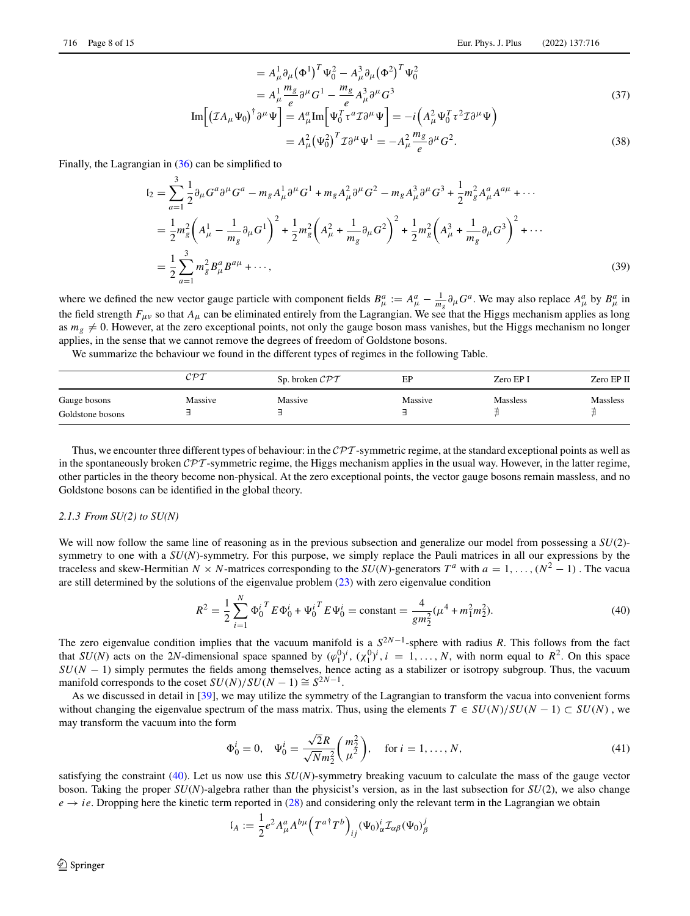$$
\begin{aligned}
&= A^1_\mu \partial_\mu \left(\Phi^1\right)^T \Psi^2_0 - A^3_\mu \partial_\mu \left(\Phi^2\right)^T \Psi^2_0 \\
&= A^1_\mu \frac{m_g}{e} \partial^\mu G^1 - \frac{m_g}{e} A^3_\mu \partial^\mu G^3
\end{aligned} \tag{37}
$$

$$
\begin{aligned}
\mathrm{Im}\Big[\left(\mathcal{I} A_\mu \Psi_0\right)^\dagger \partial^\mu \Psi\Big] &= A^a_\mu \mathrm{Im}\Big[\Psi_0^T \tau^a \mathcal{I} \partial^\mu \Psi\Big] = -i\Big(A^2_\mu \Psi_0^T \tau^2 \mathcal{I} \partial^\mu \Psi\Big) \\
&= A^2_\mu \left(\Psi^2_0\right)^T \mathcal{I} \partial^\mu \Psi^1 = -A^2_\mu \frac{m_g}{e} \partial^\mu G^2.
\end{aligned} \tag{38}
$$

Finally, the Lagrangian in (36) can be simplified to

$$
\begin{aligned}
\mathfrak{l}_2 &= \sum_{a=1}^{3} \frac{1}{2} \partial_\mu G^a \partial^\mu G^a - m_g A^1_\mu \partial^\mu G^1 + m_g A^2_\mu \partial^\mu G^2 - m_g A^3_\mu \partial^\mu G^3 + \frac{1}{2} m_g^2 A^a_\mu A^{a\mu} + \cdots \\
&= \frac{1}{2} m_g^2 \left(A^1_\mu - \frac{1}{m_g} \partial_\mu G^1\right)^2 + \frac{1}{2} m_g^2 \left(A^2_\mu + \frac{1}{m_g} \partial_\mu G^2\right)^2 + \frac{1}{2} m_g^2 \left(A^3_\mu + \frac{1}{m_g} \partial_\mu G^3\right)^2 + \cdots \\
&= \frac{1}{2} \sum_{a=1}^{3} m_g^2 B^a_\mu B^{a\mu} + \cdots,
\end{aligned} \tag{39}
$$

where we defined the new vector gauge particle with component fields $B^a_\mu := A^a_\mu - \frac{1}{m_g} \partial_\mu G^a$. We may also replace $A^a_\mu$ by $B^a_\mu$ in the field strength $F_{\mu\nu}$ so that $A_\mu$ can be eliminated entirely from the Lagrangian. We see that the Higgs mechanism applies as long as $m_g \neq 0$. However, at the zero exceptional points, not only the gauge boson mass vanishes, but the Higgs mechanism no longer applies, in the sense that we cannot remove the degrees of freedom of Goldstone bosons.

We summarize the behaviour we found in the different types of regimes in the following Table.

| | $\mathcal{CPT}$ | Sp. broken $\mathcal{CPT}$ | EP | Zero EP I | Zero EP II |
|---|---|---|---|---|---|
| Gauge bosons | Massive | Massive | Massive | Massless | Massless |
| Goldstone bosons | $\exists$ | $\exists$ | $\exists$ | $\nexists$ | $\nexists$ |

Thus, we encounter three different types of behaviour: in the $\mathcal{CPT}$-symmetric regime, at the standard exceptional points as well as in the spontaneously broken $\mathcal{CPT}$-symmetric regime, the Higgs mechanism applies in the usual way. However, in the latter regime, other particles in the theory become non-physical. At the zero exceptional points, the vector gauge bosons remain massless, and no Goldstone bosons can be identified in the global theory.

### 2.1.3 From SU(2) to SU(N)

We will now follow the same line of reasoning as in the previous subsection and generalize our model from possessing a $SU(2)$-symmetry to one with a $SU(N)$-symmetry. For this purpose, we simply replace the Pauli matrices in all our expressions by the traceless and skew-Hermitian $N \times N$-matrices corresponding to the $SU(N)$-generators $T^a$ with $a = 1, \ldots, (N^2 - 1)$ . The vacua are still determined by the solutions of the eigenvalue problem (23) with zero eigenvalue condition

$$
R^2 = \frac{1}{2} \sum_{i=1}^{N} {\Phi_0^i}^T E \Phi_0^i + {\Psi_0^i}^T E \Psi_0^i = \text{constant} = \frac{4}{g m_2^2} (\mu^4 + m_1^2 m_2^2). \tag{40}
$$

The zero eigenvalue condition implies that the vacuum manifold is a $S^{2N-1}$-sphere with radius $R$. This follows from the fact that $SU(N)$ acts on the $2N$-dimensional space spanned by $(\varphi_1^0)^i$, $(\chi_1^0)^i$, $i = 1, \ldots, N$, with norm equal to $R^2$. On this space $SU(N-1)$ simply permutes the fields among themselves, hence acting as a stabilizer or isotropy subgroup. Thus, the vacuum manifold corresponds to the coset $SU(N)/SU(N-1) \cong S^{2N-1}$.

As we discussed in detail in [39], we may utilize the symmetry of the Lagrangian to transform the vacua into convenient forms without changing the eigenvalue spectrum of the mass matrix. Thus, using the elements $T \in SU(N)/SU(N-1) \subset SU(N)$ , we may transform the vacuum into the form

$$
\Phi_0^i = 0, \quad \Psi_0^i = \frac{\sqrt{2} R}{\sqrt{N} m_2^2} \begin{pmatrix} m_2^2 \\ \mu^2 \end{pmatrix}, \quad \text{for } i = 1, \ldots, N, \tag{41}
$$

satisfying the constraint (40). Let us now use this $SU(N)$-symmetry breaking vacuum to calculate the mass of the gauge vector boson. Taking the proper $SU(N)$-algebra rather than the physicist's version, as in the last subsection for $SU(2)$, we also change $e \to ie$. Dropping here the kinetic term reported in (28) and considering only the relevant term in the Lagrangian we obtain

$$
\mathfrak{l}_A := \frac{1}{2} e^2 A^a_\mu A^{b\mu} \Big(T^{a\dagger} T^b\Big)_{ij} (\Psi_0)^i_\alpha \mathcal{I}_{\alpha\beta} (\Psi_0)^j_\beta
$$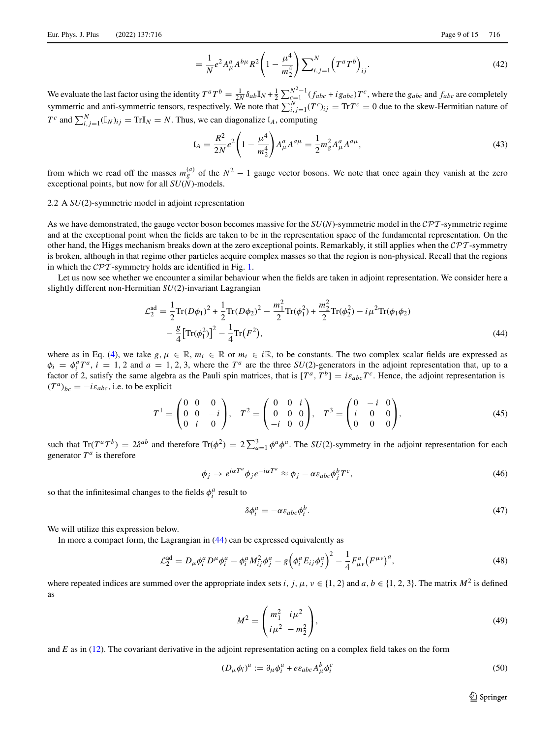$$= \frac{1}{N} e^2 A^a_\mu A^{b\mu} R^2 \left(1 - \frac{\mu^4}{m_2^4}\right) \sum\nolimits_{i,j=1}^{N} \left(T^a T^b\right)_{ij}. \tag{42}$$

We evaluate the last factor using the identity $T^a T^b = \frac{1}{2N}\delta_{ab}\mathbb{I}_N + \frac{1}{2}\sum_{c=1}^{N^2-1}(f_{abc} + i g_{abc})T^c$, where the $g_{abc}$ and $f_{abc}$ are completely symmetric and anti-symmetric tensors, respectively. We note that $\sum_{i,j=1}^{N}(T^c)_{ij} = \mathrm{Tr}T^c = 0$ due to the skew-Hermitian nature of $T^c$ and $\sum_{i,j=1}^{N}(\mathbb{I}_N)_{ij} = \mathrm{Tr}\mathbb{I}_N = N$. Thus, we can diagonalize $\mathfrak{l}_A$, computing

$$\mathfrak{l}_A = \frac{R^2}{2N} e^2 \left(1 - \frac{\mu^4}{m_2^4}\right) A^a_\mu A^{a\mu} = \frac{1}{2} m_g^2 A^a_\mu A^{a\mu}, \tag{43}$$

from which we read off the masses $m_g^{(a)}$ of the $N^2 - 1$ gauge vector bosons. We note that once again they vanish at the zero exceptional points, but now for all $SU(N)$-models.

## 2.2 A $SU(2)$-symmetric model in adjoint representation

As we have demonstrated, the gauge vector boson becomes massive for the $SU(N)$-symmetric model in the $\mathcal{CPT}$-symmetric regime and at the exceptional point when the fields are taken to be in the representation space of the fundamental representation. On the other hand, the Higgs mechanism breaks down at the zero exceptional points. Remarkably, it still applies when the $\mathcal{CPT}$-symmetry is broken, although in that regime other particles acquire complex masses so that the region is non-physical. Recall that the regions in which the $\mathcal{CPT}$-symmetry holds are identified in Fig. 1.

Let us now see whether we encounter a similar behaviour when the fields are taken in adjoint representation. We consider here a slightly different non-Hermitian $SU(2)$-invariant Lagrangian

$$\begin{aligned}\mathcal{L}_2^{\mathrm{ad}} = &\frac{1}{2}\mathrm{Tr}(D\phi_1)^2 + \frac{1}{2}\mathrm{Tr}(D\phi_2)^2 - \frac{m_1^2}{2}\mathrm{Tr}(\phi_1^2) + \frac{m_2^2}{2}\mathrm{Tr}(\phi_2^2) - i\mu^2\mathrm{Tr}(\phi_1\phi_2) \\ &- \frac{g}{4}\left[\mathrm{Tr}(\phi_1^2)\right]^2 - \frac{1}{4}\mathrm{Tr}\left(F^2\right),\end{aligned} \tag{44}$$

where as in Eq. (4), we take $g, \mu \in \mathbb{R}$, $m_i \in \mathbb{R}$ or $m_i \in i\mathbb{R}$, to be constants. The two complex scalar fields are expressed as $\phi_i = \phi_i^a T^a$, $i = 1, 2$ and $a = 1, 2, 3$, where the $T^a$ are the three $SU(2)$-generators in the adjoint representation that, up to a factor of 2, satisfy the same algebra as the Pauli spin matrices, that is $[T^a, T^b] = i\varepsilon_{abc}T^c$. Hence, the adjoint representation is $(T^a)_{bc} = -i\varepsilon_{abc}$, i.e. to be explicit

$$T^1 = \begin{pmatrix} 0 & 0 & 0 \\ 0 & 0 & -i \\ 0 & i & 0 \end{pmatrix}, \quad T^2 = \begin{pmatrix} 0 & 0 & i \\ 0 & 0 & 0 \\ -i & 0 & 0 \end{pmatrix}, \quad T^3 = \begin{pmatrix} 0 & -i & 0 \\ i & 0 & 0 \\ 0 & 0 & 0 \end{pmatrix}, \tag{45}$$

such that $\mathrm{Tr}(T^a T^b) = 2\delta^{ab}$ and therefore $\mathrm{Tr}(\phi^2) = 2\sum_{a=1}^{3}\phi^a\phi^a$. The $SU(2)$-symmetry in the adjoint representation for each generator $T^a$ is therefore

$$\phi_j \to e^{i\alpha T^a}\phi_j e^{-i\alpha T^a} \approx \phi_j - \alpha\varepsilon_{abc}\phi_j^b T^c, \tag{46}$$

so that the infinitesimal changes to the fields $\phi_i^a$ result to

$$\delta\phi_i^a = -\alpha\varepsilon_{abc}\phi_i^b. \tag{47}$$

We will utilize this expression below.

In more a compact form, the Lagrangian in (44) can be expressed equivalently as

$$\mathcal{L}_2^{\mathrm{ad}} = D_\mu\phi_i^a D^\mu\phi_i^a - \phi_i^a M_{ij}^2\phi_j^a - g\left(\phi_i^a E_{ij}\phi_j^a\right)^2 - \frac{1}{4}F_{\mu\nu}^a\left(F^{\mu\nu}\right)^a, \tag{48}$$

where repeated indices are summed over the appropriate index sets $i, j, \mu, \nu \in \{1, 2\}$ and $a, b \in \{1, 2, 3\}$. The matrix $M^2$ is defined as

$$M^2 = \begin{pmatrix} m_1^2 & i\mu^2 \\ i\mu^2 & -m_2^2 \end{pmatrix}, \tag{49}$$

and $E$ as in (12). The covariant derivative in the adjoint representation acting on a complex field takes on the form

$$(D_\mu\phi_i)^a := \partial_\mu\phi_i^a + e\varepsilon_{abc}A_\mu^b\phi_i^c \tag{50}$$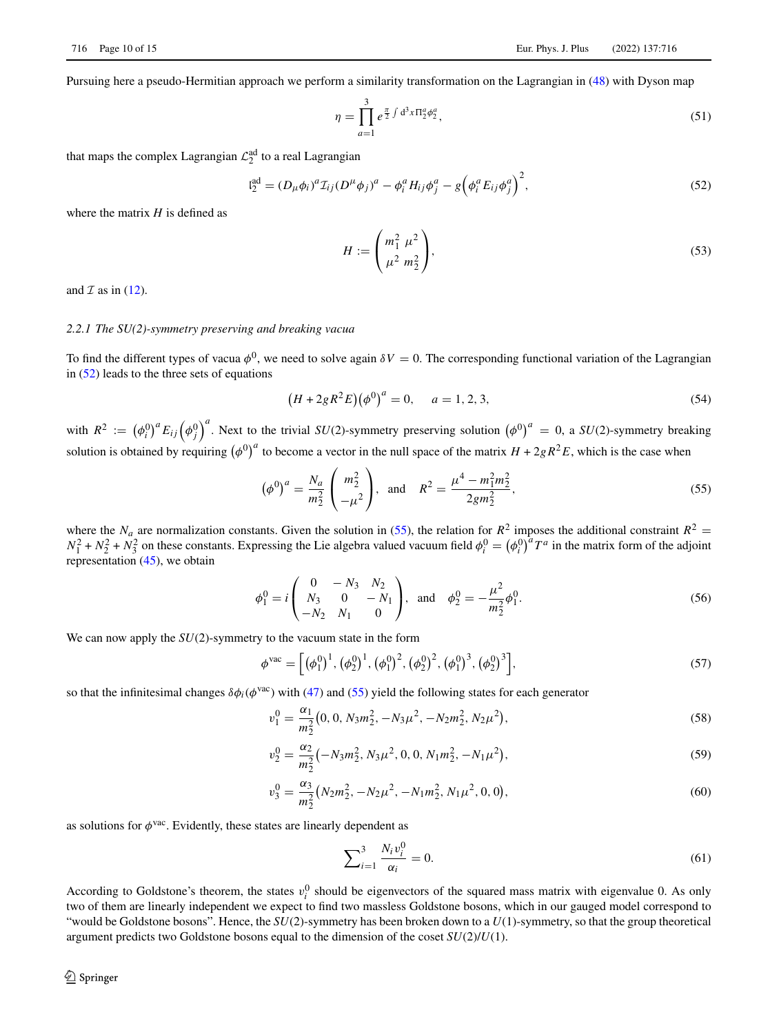Pursuing here a pseudo-Hermitian approach we perform a similarity transformation on the Lagrangian in (48) with Dyson map

$$\eta = \prod_{a=1}^{3} e^{\frac{\pi}{2}\int d^3x \Pi_2^a \phi_2^a}, \tag{51}$$

that maps the complex Lagrangian $\mathcal{L}_2^{\text{ad}}$ to a real Lagrangian

$$\mathfrak{l}_2^{\text{ad}} = (D_\mu \phi_i)^a \mathcal{I}_{ij} (D^\mu \phi_j)^a - \phi_i^a H_{ij} \phi_j^a - g\left(\phi_i^a E_{ij} \phi_j^a\right)^2, \tag{52}$$

where the matrix $H$ is defined as

$$H := \begin{pmatrix} m_1^2 & \mu^2 \\ \mu^2 & m_2^2 \end{pmatrix}, \tag{53}$$

and $\mathcal{I}$ as in (12).

### 2.2.1 The SU(2)-symmetry preserving and breaking vacua

To find the different types of vacua $\phi^0$, we need to solve again $\delta V = 0$. The corresponding functional variation of the Lagrangian in (52) leads to the three sets of equations

$$\left(H + 2gR^2 E\right)\left(\phi^0\right)^a = 0, \quad a = 1, 2, 3, \tag{54}$$

with $R^2 := \left(\phi_i^0\right)^a E_{ij} \left(\phi_j^0\right)^a$. Next to the trivial $SU(2)$-symmetry preserving solution $\left(\phi^0\right)^a = 0$, a $SU(2)$-symmetry breaking solution is obtained by requiring $\left(\phi^0\right)^a$ to become a vector in the null space of the matrix $H + 2gR^2E$, which is the case when

$$\left(\phi^0\right)^a = \frac{N_a}{m_2^2}\begin{pmatrix} m_2^2 \\ -\mu^2 \end{pmatrix}, \quad \text{and} \quad R^2 = \frac{\mu^4 - m_1^2 m_2^2}{2g m_2^2}, \tag{55}$$

where the $N_a$ are normalization constants. Given the solution in (55), the relation for $R^2$ imposes the additional constraint $R^2 = N_1^2 + N_2^2 + N_3^2$ on these constants. Expressing the Lie algebra valued vacuum field $\phi_i^0 = \left(\phi_i^0\right)^a T^a$ in the matrix form of the adjoint representation (45), we obtain

$$\phi_1^0 = i\begin{pmatrix} 0 & -N_3 & N_2 \\ N_3 & 0 & -N_1 \\ -N_2 & N_1 & 0 \end{pmatrix}, \quad \text{and} \quad \phi_2^0 = -\frac{\mu^2}{m_2^2}\phi_1^0. \tag{56}$$

We can now apply the $SU(2)$-symmetry to the vacuum state in the form

$$\phi^{\text{vac}} = \left[\left(\phi_1^0\right)^1, \left(\phi_2^0\right)^1, \left(\phi_1^0\right)^2, \left(\phi_2^0\right)^2, \left(\phi_1^0\right)^3, \left(\phi_2^0\right)^3\right], \tag{57}$$

so that the infinitesimal changes $\delta\phi_i(\phi^{\text{vac}})$ with (47) and (55) yield the following states for each generator

$$v_1^0 = \frac{\alpha_1}{m_2^2}\left(0, 0, N_3 m_2^2, -N_3\mu^2, -N_2 m_2^2, N_2\mu^2\right), \tag{58}$$

$$v_2^0 = \frac{\alpha_2}{m_2^2}\left(-N_3 m_2^2, N_3\mu^2, 0, 0, N_1 m_2^2, -N_1\mu^2\right), \tag{59}$$

$$v_3^0 = \frac{\alpha_3}{m_2^2}\left(N_2 m_2^2, -N_2\mu^2, -N_1 m_2^2, N_1\mu^2, 0, 0\right), \tag{60}$$

as solutions for $\phi^{\text{vac}}$. Evidently, these states are linearly dependent as

$$\sum\nolimits_{i=1}^{3} \frac{N_i v_i^0}{\alpha_i} = 0. \tag{61}$$

According to Goldstone's theorem, the states $v_i^0$ should be eigenvectors of the squared mass matrix with eigenvalue 0. As only two of them are linearly independent we expect to find two massless Goldstone bosons, which in our gauged model correspond to "would be Goldstone bosons". Hence, the $SU(2)$-symmetry has been broken down to a $U(1)$-symmetry, so that the group theoretical argument predicts two Goldstone bosons equal to the dimension of the coset $SU(2)/U(1)$.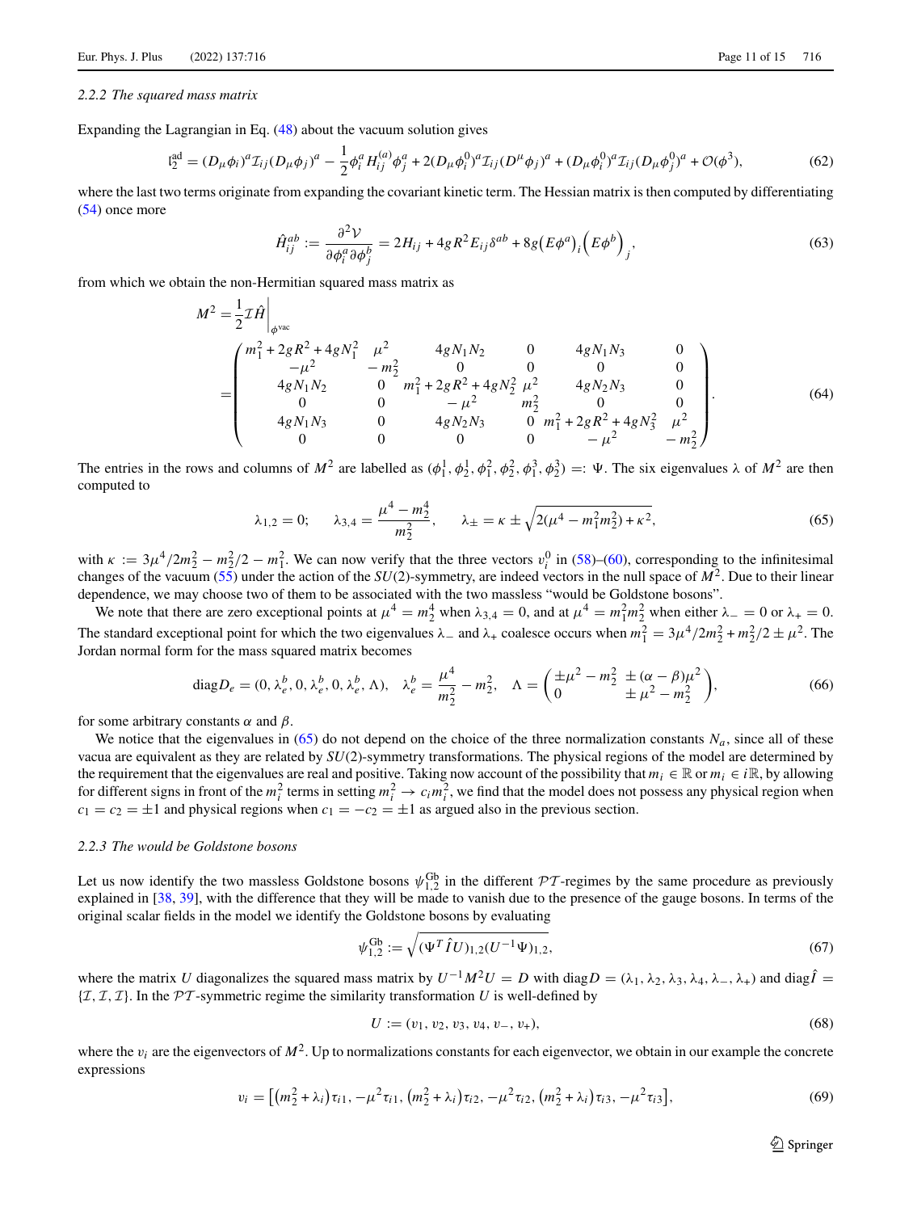### 2.2.2 The squared mass matrix

Expanding the Lagrangian in Eq. (48) about the vacuum solution gives

$$\mathcal{L}_2^{\text{ad}} = (D_\mu \phi_i)^a \mathcal{I}_{ij} (D_\mu \phi_j)^a - \frac{1}{2}\phi_i^a H_{ij}^{(a)} \phi_j^a + 2(D_\mu \phi_i^0)^a \mathcal{I}_{ij} (D^\mu \phi_j)^a + (D_\mu \phi_i^0)^a \mathcal{I}_{ij} (D_\mu \phi_j^0)^a + \mathcal{O}(\phi^3), \tag{62}$$

where the last two terms originate from expanding the covariant kinetic term. The Hessian matrix is then computed by differentiating (54) once more

$$\hat{H}_{ij}^{ab} := \frac{\partial^2 \mathcal{V}}{\partial \phi_i^a \partial \phi_j^b} = 2H_{ij} + 4gR^2 E_{ij} \delta^{ab} + 8g\left(E\phi^a\right)_i \left(E\phi^b\right)_j, \tag{63}$$

from which we obtain the non-Hermitian squared mass matrix as

$$M^2 = \frac{1}{2}\mathcal{I}\hat{H}\bigg|_{\phi^{\text{vac}}} = \begin{pmatrix} m_1^2 + 2gR^2 + 4gN_1^2 & \mu^2 & 4gN_1N_2 & 0 & 4gN_1N_3 & 0 \\ -\mu^2 & -m_2^2 & 0 & 0 & 0 & 0 \\ 4gN_1N_2 & 0 & m_1^2 + 2gR^2 + 4gN_2^2 & \mu^2 & 4gN_2N_3 & 0 \\ 0 & 0 & -\mu^2 & m_2^2 & 0 & 0 \\ 4gN_1N_3 & 0 & 4gN_2N_3 & 0 & m_1^2 + 2gR^2 + 4gN_3^2 & \mu^2 \\ 0 & 0 & 0 & 0 & -\mu^2 & -m_2^2 \end{pmatrix}. \tag{64}$$

The entries in the rows and columns of $M^2$ are labelled as $(\phi_1^1, \phi_2^1, \phi_1^2, \phi_2^2, \phi_1^3, \phi_2^3) =: \Psi$. The six eigenvalues $\lambda$ of $M^2$ are then computed to

$$\lambda_{1,2} = 0; \qquad \lambda_{3,4} = \frac{\mu^4 - m_2^4}{m_2^2}, \qquad \lambda_\pm = \kappa \pm \sqrt{2(\mu^4 - m_1^2 m_2^2) + \kappa^2}, \tag{65}$$

with $\kappa := 3\mu^4/2m_2^2 - m_2^2/2 - m_1^2$. We can now verify that the three vectors $v_i^0$ in (58)–(60), corresponding to the infinitesimal changes of the vacuum (55) under the action of the $SU(2)$-symmetry, are indeed vectors in the null space of $M^2$. Due to their linear dependence, we may choose two of them to be associated with the two massless "would be Goldstone bosons".

We note that there are zero exceptional points at $\mu^4 = m_2^4$ when $\lambda_{3,4} = 0$, and at $\mu^4 = m_1^2 m_2^2$ when either $\lambda_- = 0$ or $\lambda_+ = 0$. The standard exceptional point for which the two eigenvalues $\lambda_-$ and $\lambda_+$ coalesce occurs when $m_1^2 = 3\mu^4/2m_2^2 + m_2^2/2 \pm \mu^2$. The Jordan normal form for the mass squared matrix becomes

$$\text{diag}D_e = (0, \lambda_e^b, 0, \lambda_e^b, 0, \lambda_e^b, \Lambda), \quad \lambda_e^b = \frac{\mu^4}{m_2^2} - m_2^2, \quad \Lambda = \begin{pmatrix} \pm\mu^2 - m_2^2 & \pm(\alpha - \beta)\mu^2 \\ 0 & \pm\mu^2 - m_2^2 \end{pmatrix}, \tag{66}$$

for some arbitrary constants $\alpha$ and $\beta$.

We notice that the eigenvalues in (65) do not depend on the choice of the three normalization constants $N_a$, since all of these vacua are equivalent as they are related by $SU(2)$-symmetry transformations. The physical regions of the model are determined by the requirement that the eigenvalues are real and positive. Taking now account of the possibility that $m_i \in \mathbb{R}$ or $m_i \in i\mathbb{R}$, by allowing for different signs in front of the $m_i^2$ terms in setting $m_i^2 \to c_i m_i^2$, we find that the model does not possess any physical region when $c_1 = c_2 = \pm 1$ and physical regions when $c_1 = -c_2 = \pm 1$ as argued also in the previous section.

### 2.2.3 The would be Goldstone bosons

Let us now identify the two massless Goldstone bosons $\psi_{1,2}^{\text{Gb}}$ in the different $\mathcal{PT}$-regimes by the same procedure as previously explained in [38, 39], with the difference that they will be made to vanish due to the presence of the gauge bosons. In terms of the original scalar fields in the model we identify the Goldstone bosons by evaluating

$$\psi_{1,2}^{\text{Gb}} := \sqrt{(\Psi^T \hat{I} U)_{1,2} (U^{-1}\Psi)_{1,2}}, \tag{67}$$

where the matrix $U$ diagonalizes the squared mass matrix by $U^{-1}M^2U = D$ with $\text{diag}D = (\lambda_1, \lambda_2, \lambda_3, \lambda_4, \lambda_-, \lambda_+)$ and $\text{diag}\hat{I} = \{\mathcal{I}, \mathcal{I}, \mathcal{I}\}$. In the $\mathcal{PT}$-symmetric regime the similarity transformation $U$ is well-defined by

$$U := (v_1, v_2, v_3, v_4, v_-, v_+), \tag{68}$$

where the $v_i$ are the eigenvectors of $M^2$. Up to normalizations constants for each eigenvector, we obtain in our example the concrete expressions

$$v_i = \left[\left(m_2^2 + \lambda_i\right)\tau_{i1}, -\mu^2\tau_{i1}, \left(m_2^2 + \lambda_i\right)\tau_{i2}, -\mu^2\tau_{i2}, \left(m_2^2 + \lambda_i\right)\tau_{i3}, -\mu^2\tau_{i3}\right], \tag{69}$$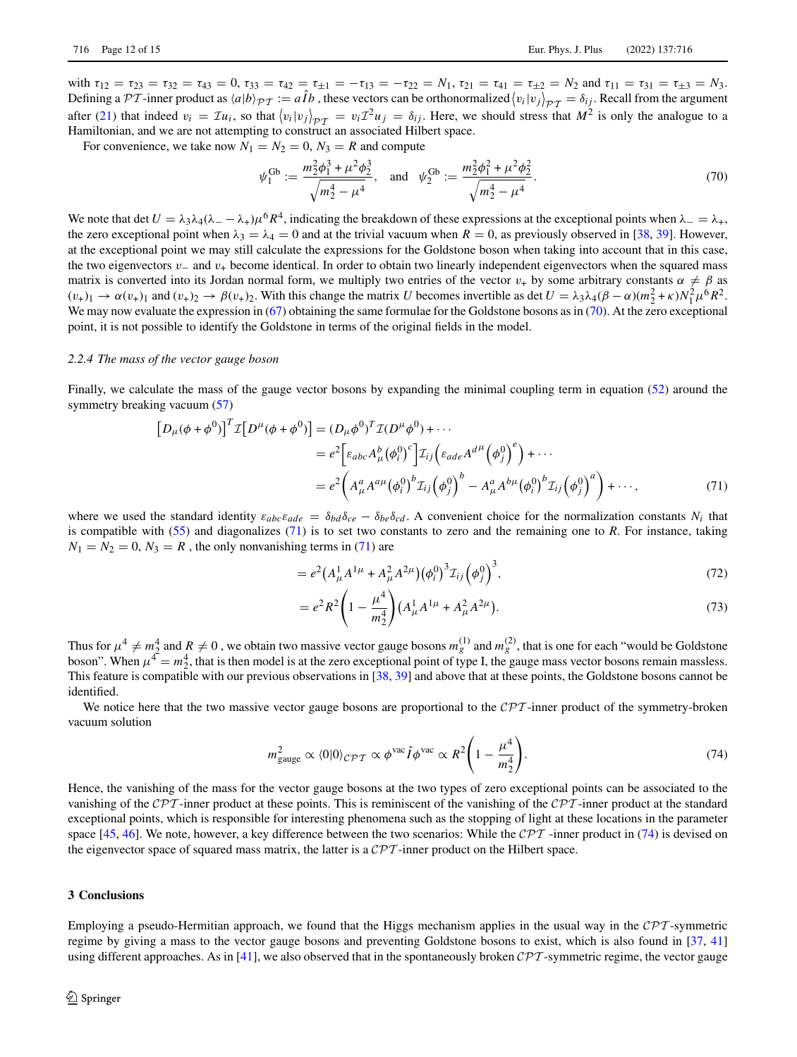with $\tau_{12} = \tau_{23} = \tau_{32} = \tau_{43} = 0$, $\tau_{33} = \tau_{42} = \tau_{\pm 1} = -\tau_{13} = -\tau_{22} = N_1$, $\tau_{21} = \tau_{41} = \tau_{\pm 2} = N_2$ and $\tau_{11} = \tau_{31} = \tau_{\pm 3} = N_3$. Defining a $\mathcal{PT}$-inner product as $\langle a|b\rangle_{\mathcal{PT}} := a\hat{I}b$ , these vectors can be orthonormalized $\langle v_i|v_j\rangle_{\mathcal{PT}} = \delta_{ij}$. Recall from the argument after (21) that indeed $v_i = \mathcal{I}u_i$, so that $\langle v_i|v_j\rangle_{\mathcal{PT}} = v_i\mathcal{I}^2 u_j = \delta_{ij}$. Here, we should stress that $M^2$ is only the analogue to a Hamiltonian, and we are not attempting to construct an associated Hilbert space.

For convenience, we take now $N_1 = N_2 = 0$, $N_3 = R$ and compute

$$
\psi_1^{\mathrm{Gb}} := \frac{m_2^2\phi_1^3 + \mu^2\phi_2^3}{\sqrt{m_2^4 - \mu^4}}, \quad \text{and} \quad \psi_2^{\mathrm{Gb}} := \frac{m_2^2\phi_1^2 + \mu^2\phi_2^2}{\sqrt{m_2^4 - \mu^4}}. \tag{70}
$$

We note that $\det U = \lambda_3\lambda_4(\lambda_- - \lambda_+)\mu^6 R^4$, indicating the breakdown of these expressions at the exceptional points when $\lambda_- = \lambda_+$, the zero exceptional point when $\lambda_3 = \lambda_4 = 0$ and at the trivial vacuum when $R = 0$, as previously observed in [38, 39]. However, at the exceptional point we may still calculate the expressions for the Goldstone boson when taking into account that in this case, the two eigenvectors $v_-$ and $v_+$ become identical. In order to obtain two linearly independent eigenvectors when the squared mass matrix is converted into its Jordan normal form, we multiply two entries of the vector $v_+$ by some arbitrary constants $\alpha \neq \beta$ as $(v_+)_1 \to \alpha(v_+)_1$ and $(v_+)_2 \to \beta(v_+)_2$. With this change the matrix $U$ becomes invertible as $\det U = \lambda_3\lambda_4(\beta - \alpha)(m_2^2 + \kappa)N_1^2\mu^6 R^2$. We may now evaluate the expression in (67) obtaining the same formulae for the Goldstone bosons as in (70). At the zero exceptional point, it is not possible to identify the Goldstone in terms of the original fields in the model.

*2.2.4 The mass of the vector gauge boson*

Finally, we calculate the mass of the gauge vector bosons by expanding the minimal coupling term in equation (52) around the symmetry breaking vacuum (57)

$$
\begin{aligned}
\left[D_\mu(\phi + \phi^0)\right]^T \mathcal{I}\left[D^\mu(\phi + \phi^0)\right] &= (D_\mu\phi^0)^T \mathcal{I}(D^\mu\phi^0) + \cdots \\
&= e^2\left[\varepsilon_{abc}A_\mu^b\left(\phi_i^0\right)^c\right]\mathcal{I}_{ij}\left(\varepsilon_{ade}A^{d\mu}\left(\phi_j^0\right)^e\right) + \cdots \\
&= e^2\left(A_\mu^a A^{a\mu}\left(\phi_i^0\right)^b \mathcal{I}_{ij}\left(\phi_j^0\right)^b - A_\mu^a A^{b\mu}\left(\phi_i^0\right)^b \mathcal{I}_{ij}\left(\phi_j^0\right)^a\right) + \cdots,
\end{aligned} \tag{71}
$$

where we used the standard identity $\varepsilon_{abc}\varepsilon_{ade} = \delta_{bd}\delta_{ce} - \delta_{be}\delta_{cd}$. A convenient choice for the normalization constants $N_i$ that is compatible with (55) and diagonalizes (71) is to set two constants to zero and the remaining one to $R$. For instance, taking $N_1 = N_2 = 0$, $N_3 = R$ , the only nonvanishing terms in (71) are

$$
= e^2\left(A_\mu^1 A^{1\mu} + A_\mu^2 A^{2\mu}\right)\left(\phi_i^0\right)^3 \mathcal{I}_{ij}\left(\phi_j^0\right)^3, \tag{72}
$$

$$
= e^2 R^2\left(1 - \frac{\mu^4}{m_2^4}\right)\left(A_\mu^1 A^{1\mu} + A_\mu^2 A^{2\mu}\right). \tag{73}
$$

Thus for $\mu^4 \neq m_2^4$ and $R \neq 0$ , we obtain two massive vector gauge bosons $m_g^{(1)}$ and $m_g^{(2)}$, that is one for each "would be Goldstone boson". When $\mu^4 = m_2^4$, that is then model is at the zero exceptional point of type I, the gauge mass vector bosons remain massless. This feature is compatible with our previous observations in [38, 39] and above that at these points, the Goldstone bosons cannot be identified.

We notice here that the two massive vector gauge bosons are proportional to the $\mathcal{CPT}$-inner product of the symmetry-broken vacuum solution

$$
m_{\mathrm{gauge}}^2 \propto \langle 0|0\rangle_{\mathcal{CPT}} \propto \phi^{\mathrm{vac}}\hat{I}\phi^{\mathrm{vac}} \propto R^2\left(1 - \frac{\mu^4}{m_2^4}\right). \tag{74}
$$

Hence, the vanishing of the mass for the vector gauge bosons at the two types of zero exceptional points can be associated to the vanishing of the $\mathcal{CPT}$-inner product at these points. This is reminiscent of the vanishing of the $\mathcal{CPT}$-inner product at the standard exceptional points, which is responsible for interesting phenomena such as the stopping of light at these locations in the parameter space [45, 46]. We note, however, a key difference between the two scenarios: While the $\mathcal{CPT}$ -inner product in (74) is devised on the eigenvector space of squared mass matrix, the latter is a $\mathcal{CPT}$-inner product on the Hilbert space.

## 3 Conclusions

Employing a pseudo-Hermitian approach, we found that the Higgs mechanism applies in the usual way in the $\mathcal{CPT}$-symmetric regime by giving a mass to the vector gauge bosons and preventing Goldstone bosons to exist, which is also found in [37, 41] using different approaches. As in [41], we also observed that in the spontaneously broken $\mathcal{CPT}$-symmetric regime, the vector gauge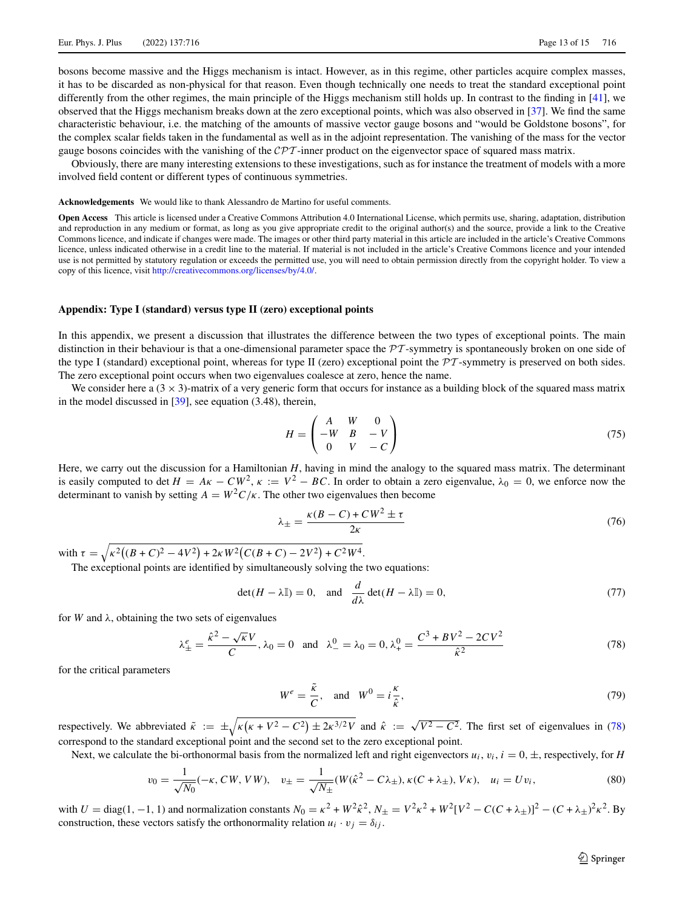bosons become massive and the Higgs mechanism is intact. However, as in this regime, other particles acquire complex masses, it has to be discarded as non-physical for that reason. Even though technically one needs to treat the standard exceptional point differently from the other regimes, the main principle of the Higgs mechanism still holds up. In contrast to the finding in [41], we observed that the Higgs mechanism breaks down at the zero exceptional points, which was also observed in [37]. We find the same characteristic behaviour, i.e. the matching of the amounts of massive vector gauge bosons and "would be Goldstone bosons", for the complex scalar fields taken in the fundamental as well as in the adjoint representation. The vanishing of the mass for the vector gauge bosons coincides with the vanishing of the $\mathcal{CPT}$-inner product on the eigenvector space of squared mass matrix.

Obviously, there are many interesting extensions to these investigations, such as for instance the treatment of models with a more involved field content or different types of continuous symmetries.

**Acknowledgements** We would like to thank Alessandro de Martino for useful comments.

**Open Access** This article is licensed under a Creative Commons Attribution 4.0 International License, which permits use, sharing, adaptation, distribution and reproduction in any medium or format, as long as you give appropriate credit to the original author(s) and the source, provide a link to the Creative Commons licence, and indicate if changes were made. The images or other third party material in this article are included in the article's Creative Commons licence, unless indicated otherwise in a credit line to the material. If material is not included in the article's Creative Commons licence and your intended use is not permitted by statutory regulation or exceeds the permitted use, you will need to obtain permission directly from the copyright holder. To view a copy of this licence, visit http://creativecommons.org/licenses/by/4.0/.

## Appendix: Type I (standard) versus type II (zero) exceptional points

In this appendix, we present a discussion that illustrates the difference between the two types of exceptional points. The main distinction in their behaviour is that a one-dimensional parameter space the $\mathcal{PT}$-symmetry is spontaneously broken on one side of the type I (standard) exceptional point, whereas for type II (zero) exceptional point the $\mathcal{PT}$-symmetry is preserved on both sides. The zero exceptional point occurs when two eigenvalues coalesce at zero, hence the name.

We consider here a $(3 \times 3)$-matrix of a very generic form that occurs for instance as a building block of the squared mass matrix in the model discussed in [39], see equation (3.48), therein,

$$H = \begin{pmatrix} A & W & 0 \\ -W & B & -V \\ 0 & V & -C \end{pmatrix} \tag{75}$$

Here, we carry out the discussion for a Hamiltonian $H$, having in mind the analogy to the squared mass matrix. The determinant is easily computed to $\det H = A\kappa - CW^2$, $\kappa := V^2 - BC$. In order to obtain a zero eigenvalue, $\lambda_0 = 0$, we enforce now the determinant to vanish by setting $A = W^2 C/\kappa$. The other two eigenvalues then become

$$\lambda_{\pm} = \frac{\kappa(B - C) + CW^2 \pm \tau}{2\kappa} \tag{76}$$

with $\tau = \sqrt{\kappa^2\left((B+C)^2 - 4V^2\right) + 2\kappa W^2\left(C(B+C) - 2V^2\right) + C^2 W^4}$.

The exceptional points are identified by simultaneously solving the two equations:

$$\det(H - \lambda \mathbb{I}) = 0, \quad \text{and} \quad \frac{d}{d\lambda}\det(H - \lambda \mathbb{I}) = 0, \tag{77}$$

for $W$ and $\lambda$, obtaining the two sets of eigenvalues

$$\lambda_{\pm}^{e} = \frac{\hat{\kappa}^2 - \sqrt{\kappa}V}{C}, \lambda_0 = 0 \quad \text{and} \quad \lambda_{-}^{0} = \lambda_0 = 0, \lambda_{+}^{0} = \frac{C^3 + BV^2 - 2CV^2}{\hat{\kappa}^2} \tag{78}$$

for the critical parameters

$$W^e = \frac{\tilde{\kappa}}{C}, \quad \text{and} \quad W^0 = i\frac{\kappa}{\hat{\kappa}}, \tag{79}$$

respectively. We abbreviated $\tilde{\kappa} := \pm\sqrt{\kappa\left(\kappa + V^2 - C^2\right) \pm 2\kappa^{3/2}V}$ and $\hat{\kappa} := \sqrt{V^2 - C^2}$. The first set of eigenvalues in (78) correspond to the standard exceptional point and the second set to the zero exceptional point.

Next, we calculate the bi-orthonormal basis from the normalized left and right eigenvectors $u_i$, $v_i$, $i = 0, \pm$, respectively, for $H$

$$v_0 = \frac{1}{\sqrt{N_0}}(-\kappa, CW, VW), \quad v_{\pm} = \frac{1}{\sqrt{N_{\pm}}}(W(\hat{\kappa}^2 - C\lambda_{\pm}), \kappa(C + \lambda_{\pm}), V\kappa), \quad u_i = Uv_i, \tag{80}$$

with $U = \text{diag}(1, -1, 1)$ and normalization constants $N_0 = \kappa^2 + W^2\hat{\kappa}^2$, $N_{\pm} = V^2\kappa^2 + W^2[V^2 - C(C + \lambda_{\pm})]^2 - (C + \lambda_{\pm})^2\kappa^2$. By construction, these vectors satisfy the orthonormality relation $u_i \cdot v_j = \delta_{ij}$.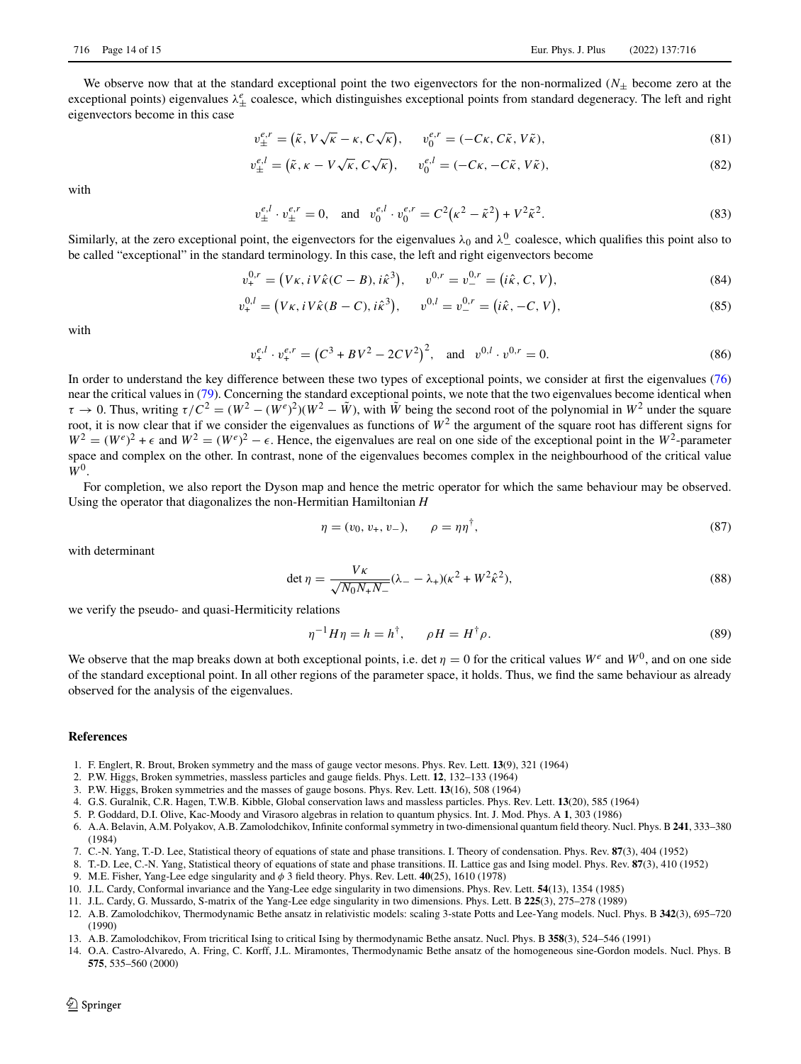We observe now that at the standard exceptional point the two eigenvectors for the non-normalized ($N_\pm$ become zero at the exceptional points) eigenvalues $\lambda_\pm^e$ coalesce, which distinguishes exceptional points from standard degeneracy. The left and right eigenvectors become in this case

$$v_\pm^{e,r} = \left(\tilde{\kappa}, V\sqrt{\kappa} - \kappa, C\sqrt{\kappa}\right), \qquad v_0^{e,r} = (-C\kappa, C\tilde{\kappa}, V\tilde{\kappa}), \tag{81}$$

$$v_\pm^{e,l} = \left(\tilde{\kappa}, \kappa - V\sqrt{\kappa}, C\sqrt{\kappa}\right), \qquad v_0^{e,l} = (-C\kappa, -C\tilde{\kappa}, V\tilde{\kappa}), \tag{82}$$

with

$$v_\pm^{e,l} \cdot v_\pm^{e,r} = 0, \quad \text{and} \quad v_0^{e,l} \cdot v_0^{e,r} = C^2\left(\kappa^2 - \tilde{\kappa}^2\right) + V^2\tilde{\kappa}^2. \tag{83}$$

Similarly, at the zero exceptional point, the eigenvectors for the eigenvalues $\lambda_0$ and $\lambda_-^0$ coalesce, which qualifies this point also to be called "exceptional" in the standard terminology. In this case, the left and right eigenvectors become

$$v_+^{0,r} = \left(V\kappa, iV\hat{\kappa}(C - B), i\hat{\kappa}^3\right), \qquad v^{0,r} = v_-^{0,r} = \left(i\hat{\kappa}, C, V\right), \tag{84}$$

$$v_+^{0,l} = \left(V\kappa, iV\hat{\kappa}(B - C), i\hat{\kappa}^3\right), \qquad v^{0,l} = v_-^{0,r} = \left(i\hat{\kappa}, -C, V\right), \tag{85}$$

with

$$v_+^{e,l} \cdot v_+^{e,r} = \left(C^3 + BV^2 - 2CV^2\right)^2, \quad \text{and} \quad v^{0,l} \cdot v^{0,r} = 0. \tag{86}$$

In order to understand the key difference between these two types of exceptional points, we consider at first the eigenvalues (76) near the critical values in (79). Concerning the standard exceptional points, we note that the two eigenvalues become identical when $\tau \to 0$. Thus, writing $\tau/C^2 = (W^2 - (W^e)^2)(W^2 - \tilde{W})$, with $\tilde{W}$ being the second root of the polynomial in $W^2$ under the square root, it is now clear that if we consider the eigenvalues as functions of $W^2$ the argument of the square root has different signs for $W^2 = (W^e)^2 + \epsilon$ and $W^2 = (W^e)^2 - \epsilon$. Hence, the eigenvalues are real on one side of the exceptional point in the $W^2$-parameter space and complex on the other. In contrast, none of the eigenvalues becomes complex in the neighbourhood of the critical value $W^0$.

For completion, we also report the Dyson map and hence the metric operator for which the same behaviour may be observed. Using the operator that diagonalizes the non-Hermitian Hamiltonian $H$

$$\eta = (v_0, v_+, v_-), \qquad \rho = \eta\eta^\dagger, \tag{87}$$

with determinant

$$\det \eta = \frac{V\kappa}{\sqrt{N_0 N_+ N_-}}(\lambda_- - \lambda_+)(\kappa^2 + W^2\hat{\kappa}^2), \tag{88}$$

we verify the pseudo- and quasi-Hermiticity relations

$$\eta^{-1} H \eta = h = h^\dagger, \qquad \rho H = H^\dagger \rho. \tag{89}$$

We observe that the map breaks down at both exceptional points, i.e. $\det \eta = 0$ for the critical values $W^e$ and $W^0$, and on one side of the standard exceptional point. In all other regions of the parameter space, it holds. Thus, we find the same behaviour as already observed for the analysis of the eigenvalues.

## References

1. F. Englert, R. Brout, Broken symmetry and the mass of gauge vector mesons. Phys. Rev. Lett. **13**(9), 321 (1964)
2. P.W. Higgs, Broken symmetries, massless particles and gauge fields. Phys. Lett. **12**, 132–133 (1964)
3. P.W. Higgs, Broken symmetries and the masses of gauge bosons. Phys. Rev. Lett. **13**(16), 508 (1964)
4. G.S. Guralnik, C.R. Hagen, T.W.B. Kibble, Global conservation laws and massless particles. Phys. Rev. Lett. **13**(20), 585 (1964)
5. P. Goddard, D.I. Olive, Kac-Moody and Virasoro algebras in relation to quantum physics. Int. J. Mod. Phys. A **1**, 303 (1986)
6. A.A. Belavin, A.M. Polyakov, A.B. Zamolodchikov, Infinite conformal symmetry in two-dimensional quantum field theory. Nucl. Phys. B **241**, 333–380 (1984)
7. C.-N. Yang, T.-D. Lee, Statistical theory of equations of state and phase transitions. I. Theory of condensation. Phys. Rev. **87**(3), 404 (1952)
8. T.-D. Lee, C.-N. Yang, Statistical theory of equations of state and phase transitions. II. Lattice gas and Ising model. Phys. Rev. **87**(3), 410 (1952)
9. M.E. Fisher, Yang-Lee edge singularity and $\phi$ 3 field theory. Phys. Rev. Lett. **40**(25), 1610 (1978)
10. J.L. Cardy, Conformal invariance and the Yang-Lee edge singularity in two dimensions. Phys. Rev. Lett. **54**(13), 1354 (1985)
11. J.L. Cardy, G. Mussardo, S-matrix of the Yang-Lee edge singularity in two dimensions. Phys. Lett. B **225**(3), 275–278 (1989)
12. A.B. Zamolodchikov, Thermodynamic Bethe ansatz in relativistic models: scaling 3-state Potts and Lee-Yang models. Nucl. Phys. B **342**(3), 695–720 (1990)
13. A.B. Zamolodchikov, From tricritical Ising to critical Ising by thermodynamic Bethe ansatz. Nucl. Phys. B **358**(3), 524–546 (1991)
14. O.A. Castro-Alvaredo, A. Fring, C. Korff, J.L. Miramontes, Thermodynamic Bethe ansatz of the homogeneous sine-Gordon models. Nucl. Phys. B **575**, 535–560 (2000)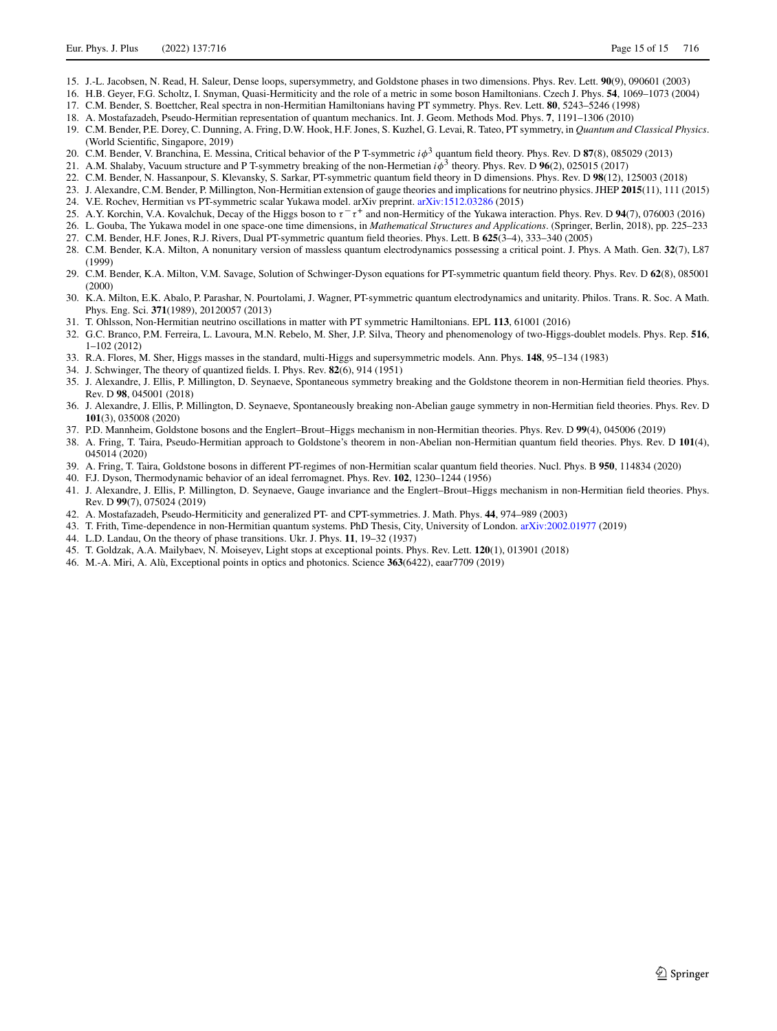15. J.-L. Jacobsen, N. Read, H. Saleur, Dense loops, supersymmetry, and Goldstone phases in two dimensions. Phys. Rev. Lett. **90**(9), 090601 (2003)
16. H.B. Geyer, F.G. Scholtz, I. Snyman, Quasi-Hermiticity and the role of a metric in some boson Hamiltonians. Czech J. Phys. **54**, 1069–1073 (2004)
17. C.M. Bender, S. Boettcher, Real spectra in non-Hermitian Hamiltonians having PT symmetry. Phys. Rev. Lett. **80**, 5243–5246 (1998)
18. A. Mostafazadeh, Pseudo-Hermitian representation of quantum mechanics. Int. J. Geom. Methods Mod. Phys. **7**, 1191–1306 (2010)
19. C.M. Bender, P.E. Dorey, C. Dunning, A. Fring, D.W. Hook, H.F. Jones, S. Kuzhel, G. Levai, R. Tateo, PT symmetry, in *Quantum and Classical Physics*. (World Scientific, Singapore, 2019)
20. C.M. Bender, V. Branchina, E. Messina, Critical behavior of the P T-symmetric $i\phi^3$ quantum field theory. Phys. Rev. D **87**(8), 085029 (2013)
21. A.M. Shalaby, Vacuum structure and P T-symmetry breaking of the non-Hermetian $i\phi^3$ theory. Phys. Rev. D **96**(2), 025015 (2017)
22. C.M. Bender, N. Hassanpour, S. Klevansky, S. Sarkar, PT-symmetric quantum field theory in D dimensions. Phys. Rev. D **98**(12), 125003 (2018)
23. J. Alexandre, C.M. Bender, P. Millington, Non-Hermitian extension of gauge theories and implications for neutrino physics. JHEP **2015**(11), 111 (2015)
24. V.E. Rochev, Hermitian vs PT-symmetric scalar Yukawa model. arXiv preprint. arXiv:1512.03286 (2015)
25. A.Y. Korchin, V.A. Kovalchuk, Decay of the Higgs boson to $\tau^-\tau^+$ and non-Hermiticy of the Yukawa interaction. Phys. Rev. D **94**(7), 076003 (2016)
26. L. Gouba, The Yukawa model in one space-one time dimensions, in *Mathematical Structures and Applications*. (Springer, Berlin, 2018), pp. 225–233
27. C.M. Bender, H.F. Jones, R.J. Rivers, Dual PT-symmetric quantum field theories. Phys. Lett. B **625**(3–4), 333–340 (2005)
28. C.M. Bender, K.A. Milton, A nonunitary version of massless quantum electrodynamics possessing a critical point. J. Phys. A Math. Gen. **32**(7), L87 (1999)
29. C.M. Bender, K.A. Milton, V.M. Savage, Solution of Schwinger-Dyson equations for PT-symmetric quantum field theory. Phys. Rev. D **62**(8), 085001 (2000)
30. K.A. Milton, E.K. Abalo, P. Parashar, N. Pourtolami, J. Wagner, PT-symmetric quantum electrodynamics and unitarity. Philos. Trans. R. Soc. A Math. Phys. Eng. Sci. **371**(1989), 20120057 (2013)
31. T. Ohlsson, Non-Hermitian neutrino oscillations in matter with PT symmetric Hamiltonians. EPL **113**, 61001 (2016)
32. G.C. Branco, P.M. Ferreira, L. Lavoura, M.N. Rebelo, M. Sher, J.P. Silva, Theory and phenomenology of two-Higgs-doublet models. Phys. Rep. **516**, 1–102 (2012)
33. R.A. Flores, M. Sher, Higgs masses in the standard, multi-Higgs and supersymmetric models. Ann. Phys. **148**, 95–134 (1983)
34. J. Schwinger, The theory of quantized fields. I. Phys. Rev. **82**(6), 914 (1951)
35. J. Alexandre, J. Ellis, P. Millington, D. Seynaeve, Spontaneous symmetry breaking and the Goldstone theorem in non-Hermitian field theories. Phys. Rev. D **98**, 045001 (2018)
36. J. Alexandre, J. Ellis, P. Millington, D. Seynaeve, Spontaneously breaking non-Abelian gauge symmetry in non-Hermitian field theories. Phys. Rev. D **101**(3), 035008 (2020)
37. P.D. Mannheim, Goldstone bosons and the Englert–Brout–Higgs mechanism in non-Hermitian theories. Phys. Rev. D **99**(4), 045006 (2019)
38. A. Fring, T. Taira, Pseudo-Hermitian approach to Goldstone's theorem in non-Abelian non-Hermitian quantum field theories. Phys. Rev. D **101**(4), 045014 (2020)
39. A. Fring, T. Taira, Goldstone bosons in different PT-regimes of non-Hermitian scalar quantum field theories. Nucl. Phys. B **950**, 114834 (2020)
40. F.J. Dyson, Thermodynamic behavior of an ideal ferromagnet. Phys. Rev. **102**, 1230–1244 (1956)
41. J. Alexandre, J. Ellis, P. Millington, D. Seynaeve, Gauge invariance and the Englert–Brout–Higgs mechanism in non-Hermitian field theories. Phys. Rev. D **99**(7), 075024 (2019)
42. A. Mostafazadeh, Pseudo-Hermiticity and generalized PT- and CPT-symmetries. J. Math. Phys. **44**, 974–989 (2003)
43. T. Frith, Time-dependence in non-Hermitian quantum systems. PhD Thesis, City, University of London. arXiv:2002.01977 (2019)
44. L.D. Landau, On the theory of phase transitions. Ukr. J. Phys. **11**, 19–32 (1937)
45. T. Goldzak, A.A. Mailybaev, N. Moiseyev, Light stops at exceptional points. Phys. Rev. Lett. **120**(1), 013901 (2018)
46. M.-A. Miri, A. Alù, Exceptional points in optics and photonics. Science **363**(6422), eaar7709 (2019)